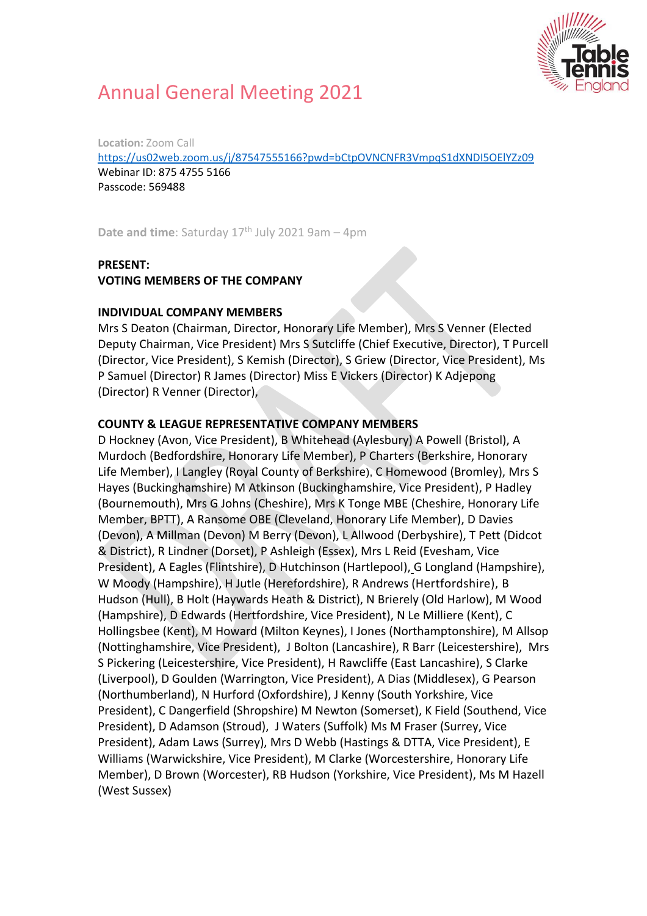# Annual General Meeting 2021

**Location:** Zoom Call
https://us02web.zoom.us/j/87547555166?pwd=bCtpOVNCNFR3VmpqS1dXNDI5OElYZz09
Webinar ID: 875 4755 5166
Passcode: 569488

**Date and time**: Saturday 17th July 2021 9am – 4pm

**PRESENT:**
**VOTING MEMBERS OF THE COMPANY**

**INDIVIDUAL COMPANY MEMBERS**

Mrs S Deaton (Chairman, Director, Honorary Life Member), Mrs S Venner (Elected Deputy Chairman, Vice President) Mrs S Sutcliffe (Chief Executive, Director), T Purcell (Director, Vice President), S Kemish (Director), S Griew (Director, Vice President), Ms P Samuel (Director) R James (Director) Miss E Vickers (Director) K Adjepong (Director) R Venner (Director),

**COUNTY & LEAGUE REPRESENTATIVE COMPANY MEMBERS**

D Hockney (Avon, Vice President), B Whitehead (Aylesbury) A Powell (Bristol), A Murdoch (Bedfordshire, Honorary Life Member), P Charters (Berkshire, Honorary Life Member), I Langley (Royal County of Berkshire), C Homewood (Bromley), Mrs S Hayes (Buckinghamshire) M Atkinson (Buckinghamshire, Vice President), P Hadley (Bournemouth), Mrs G Johns (Cheshire), Mrs K Tonge MBE (Cheshire, Honorary Life Member, BPTT), A Ransome OBE (Cleveland, Honorary Life Member), D Davies (Devon), A Millman (Devon) M Berry (Devon), L Allwood (Derbyshire), T Pett (Didcot & District), R Lindner (Dorset), P Ashleigh (Essex), Mrs L Reid (Evesham, Vice President), A Eagles (Flintshire), D Hutchinson (Hartlepool), G Longland (Hampshire), W Moody (Hampshire), H Jutle (Herefordshire), R Andrews (Hertfordshire), B Hudson (Hull), B Holt (Haywards Heath & District), N Brierely (Old Harlow), M Wood (Hampshire), D Edwards (Hertfordshire, Vice President), N Le Milliere (Kent), C Hollingsbee (Kent), M Howard (Milton Keynes), I Jones (Northamptonshire), M Allsop (Nottinghamshire, Vice President), J Bolton (Lancashire), R Barr (Leicestershire), Mrs S Pickering (Leicestershire, Vice President), H Rawcliffe (East Lancashire), S Clarke (Liverpool), D Goulden (Warrington, Vice President), A Dias (Middlesex), G Pearson (Northumberland), N Hurford (Oxfordshire), J Kenny (South Yorkshire, Vice President), C Dangerfield (Shropshire) M Newton (Somerset), K Field (Southend, Vice President), D Adamson (Stroud), J Waters (Suffolk) Ms M Fraser (Surrey, Vice President), Adam Laws (Surrey), Mrs D Webb (Hastings & DTTA, Vice President), E Williams (Warwickshire, Vice President), M Clarke (Worcestershire, Honorary Life Member), D Brown (Worcester), RB Hudson (Yorkshire, Vice President), Ms M Hazell (West Sussex)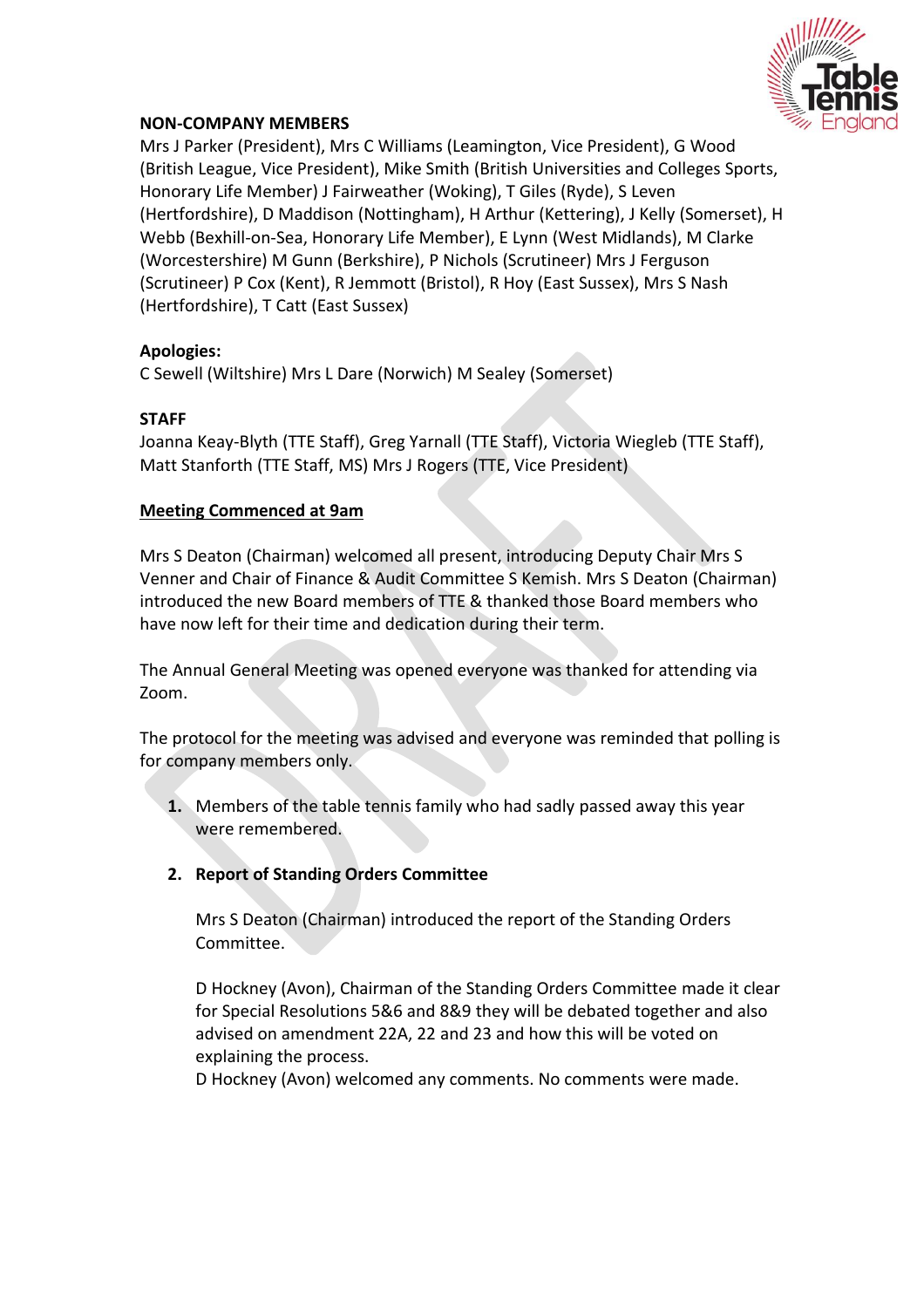**NON-COMPANY MEMBERS**
Mrs J Parker (President), Mrs C Williams (Leamington, Vice President), G Wood (British League, Vice President), Mike Smith (British Universities and Colleges Sports, Honorary Life Member) J Fairweather (Woking), T Giles (Ryde), S Leven (Hertfordshire), D Maddison (Nottingham), H Arthur (Kettering), J Kelly (Somerset), H Webb (Bexhill-on-Sea, Honorary Life Member), E Lynn (West Midlands), M Clarke (Worcestershire) M Gunn (Berkshire), P Nichols (Scrutineer) Mrs J Ferguson (Scrutineer) P Cox (Kent), R Jemmott (Bristol), R Hoy (East Sussex), Mrs S Nash (Hertfordshire), T Catt (East Sussex)

**Apologies:**
C Sewell (Wiltshire) Mrs L Dare (Norwich) M Sealey (Somerset)

**STAFF**
Joanna Keay-Blyth (TTE Staff), Greg Yarnall (TTE Staff), Victoria Wiegleb (TTE Staff), Matt Stanforth (TTE Staff, MS) Mrs J Rogers (TTE, Vice President)

**Meeting Commenced at 9am**

Mrs S Deaton (Chairman) welcomed all present, introducing Deputy Chair Mrs S Venner and Chair of Finance & Audit Committee S Kemish. Mrs S Deaton (Chairman) introduced the new Board members of TTE & thanked those Board members who have now left for their time and dedication during their term.

The Annual General Meeting was opened everyone was thanked for attending via Zoom.

The protocol for the meeting was advised and everyone was reminded that polling is for company members only.

1. Members of the table tennis family who had sadly passed away this year were remembered.

2. **Report of Standing Orders Committee**

   Mrs S Deaton (Chairman) introduced the report of the Standing Orders Committee.

   D Hockney (Avon), Chairman of the Standing Orders Committee made it clear for Special Resolutions 5&6 and 8&9 they will be debated together and also advised on amendment 22A, 22 and 23 and how this will be voted on explaining the process.
   D Hockney (Avon) welcomed any comments. No comments were made.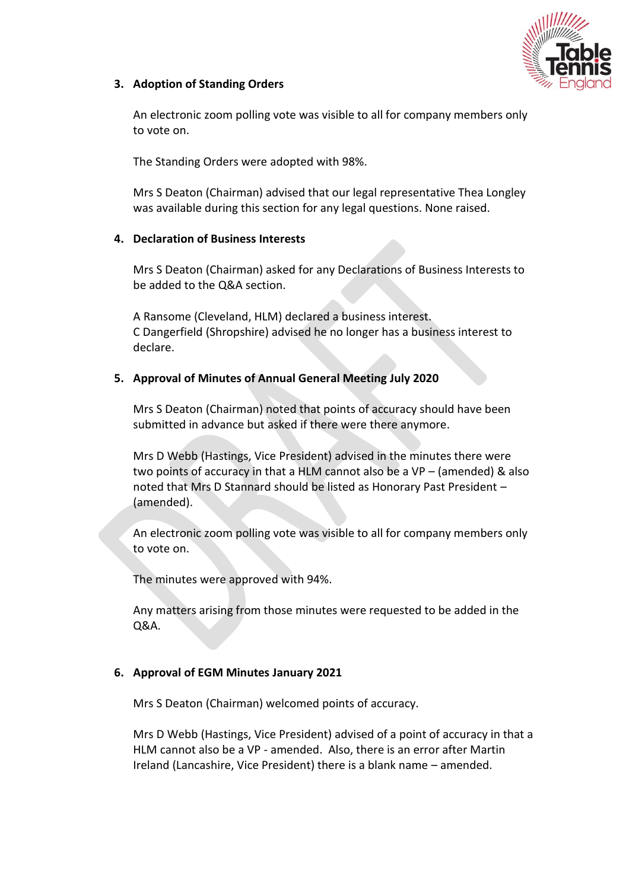### 3. Adoption of Standing Orders

An electronic zoom polling vote was visible to all for company members only to vote on.

The Standing Orders were adopted with 98%.

Mrs S Deaton (Chairman) advised that our legal representative Thea Longley was available during this section for any legal questions. None raised.

### 4. Declaration of Business Interests

Mrs S Deaton (Chairman) asked for any Declarations of Business Interests to be added to the Q&A section.

A Ransome (Cleveland, HLM) declared a business interest.
C Dangerfield (Shropshire) advised he no longer has a business interest to declare.

### 5. Approval of Minutes of Annual General Meeting July 2020

Mrs S Deaton (Chairman) noted that points of accuracy should have been submitted in advance but asked if there were there anymore.

Mrs D Webb (Hastings, Vice President) advised in the minutes there were two points of accuracy in that a HLM cannot also be a VP – (amended) & also noted that Mrs D Stannard should be listed as Honorary Past President – (amended).

An electronic zoom polling vote was visible to all for company members only to vote on.

The minutes were approved with 94%.

Any matters arising from those minutes were requested to be added in the Q&A.

### 6. Approval of EGM Minutes January 2021

Mrs S Deaton (Chairman) welcomed points of accuracy.

Mrs D Webb (Hastings, Vice President) advised of a point of accuracy in that a HLM cannot also be a VP - amended. Also, there is an error after Martin Ireland (Lancashire, Vice President) there is a blank name – amended.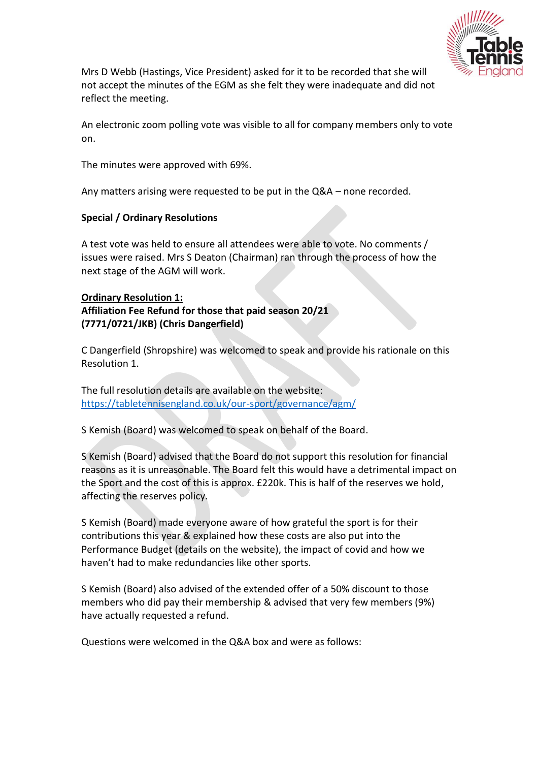Mrs D Webb (Hastings, Vice President) asked for it to be recorded that she will not accept the minutes of the EGM as she felt they were inadequate and did not reflect the meeting.

An electronic zoom polling vote was visible to all for company members only to vote on.

The minutes were approved with 69%.

Any matters arising were requested to be put in the Q&A – none recorded.

**Special / Ordinary Resolutions**

A test vote was held to ensure all attendees were able to vote. No comments / issues were raised. Mrs S Deaton (Chairman) ran through the process of how the next stage of the AGM will work.

**Ordinary Resolution 1:**
**Affiliation Fee Refund for those that paid season 20/21 (7771/0721/JKB) (Chris Dangerfield)**

C Dangerfield (Shropshire) was welcomed to speak and provide his rationale on this Resolution 1.

The full resolution details are available on the website: https://tabletennisengland.co.uk/our-sport/governance/agm/

S Kemish (Board) was welcomed to speak on behalf of the Board.

S Kemish (Board) advised that the Board do not support this resolution for financial reasons as it is unreasonable. The Board felt this would have a detrimental impact on the Sport and the cost of this is approx. £220k. This is half of the reserves we hold, affecting the reserves policy.

S Kemish (Board) made everyone aware of how grateful the sport is for their contributions this year & explained how these costs are also put into the Performance Budget (details on the website), the impact of covid and how we haven't had to make redundancies like other sports.

S Kemish (Board) also advised of the extended offer of a 50% discount to those members who did pay their membership & advised that very few members (9%) have actually requested a refund.

Questions were welcomed in the Q&A box and were as follows: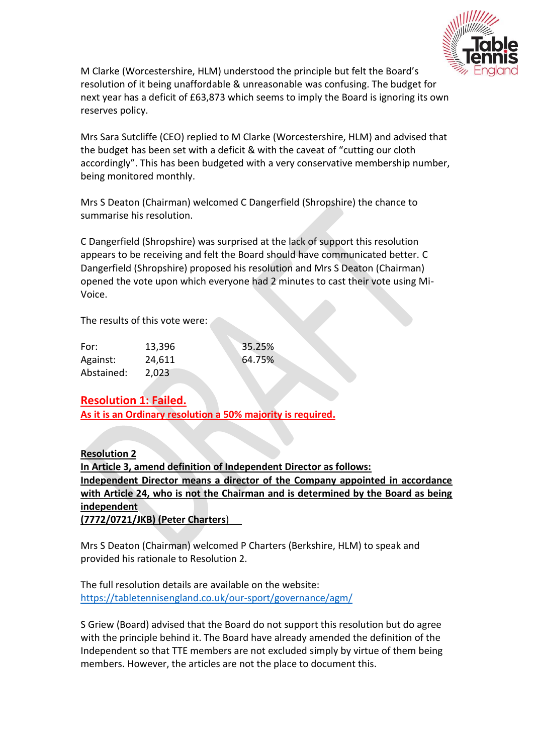M Clarke (Worcestershire, HLM) understood the principle but felt the Board's resolution of it being unaffordable & unreasonable was confusing. The budget for next year has a deficit of £63,873 which seems to imply the Board is ignoring its own reserves policy.

Mrs Sara Sutcliffe (CEO) replied to M Clarke (Worcestershire, HLM) and advised that the budget has been set with a deficit & with the caveat of "cutting our cloth accordingly". This has been budgeted with a very conservative membership number, being monitored monthly.

Mrs S Deaton (Chairman) welcomed C Dangerfield (Shropshire) the chance to summarise his resolution.

C Dangerfield (Shropshire) was surprised at the lack of support this resolution appears to be receiving and felt the Board should have communicated better. C Dangerfield (Shropshire) proposed his resolution and Mrs S Deaton (Chairman) opened the vote upon which everyone had 2 minutes to cast their vote using Mi-Voice.

The results of this vote were:

| | | |
|---|---|---|
| For: | 13,396 | 35.25% |
| Against: | 24,611 | 64.75% |
| Abstained: | 2,023 | |

**Resolution 1: Failed.**
**As it is an Ordinary resolution a 50% majority is required.**

**Resolution 2**
**In Article 3, amend definition of Independent Director as follows:**
**Independent Director means a director of the Company appointed in accordance with Article 24, who is not the Chairman and is determined by the Board as being independent**
**(7772/0721/JKB) (Peter Charters)**

Mrs S Deaton (Chairman) welcomed P Charters (Berkshire, HLM) to speak and provided his rationale to Resolution 2.

The full resolution details are available on the website:
https://tabletennisengland.co.uk/our-sport/governance/agm/

S Griew (Board) advised that the Board do not support this resolution but do agree with the principle behind it. The Board have already amended the definition of the Independent so that TTE members are not excluded simply by virtue of them being members. However, the articles are not the place to document this.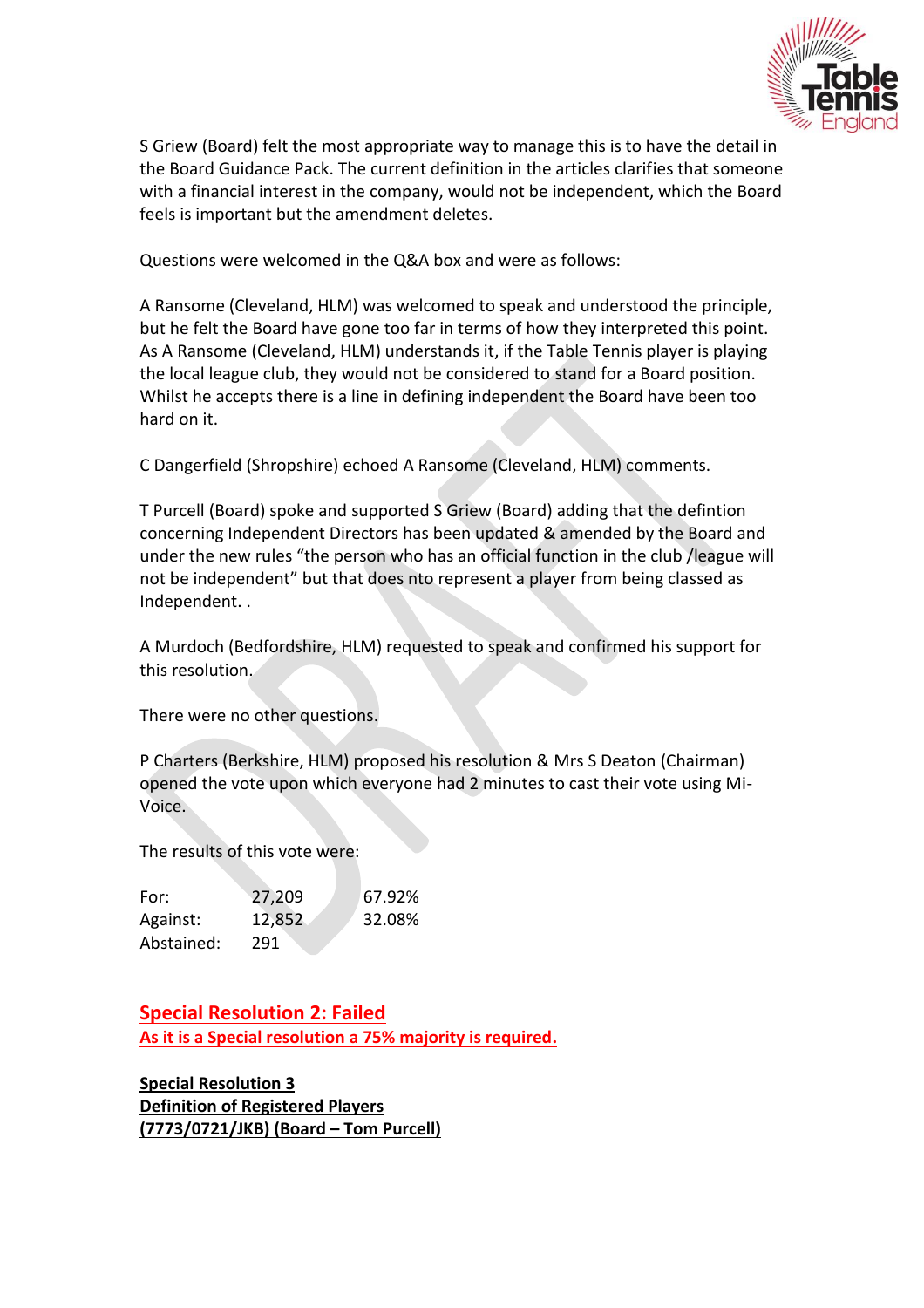S Griew (Board) felt the most appropriate way to manage this is to have the detail in the Board Guidance Pack. The current definition in the articles clarifies that someone with a financial interest in the company, would not be independent, which the Board feels is important but the amendment deletes.

Questions were welcomed in the Q&A box and were as follows:

A Ransome (Cleveland, HLM) was welcomed to speak and understood the principle, but he felt the Board have gone too far in terms of how they interpreted this point. As A Ransome (Cleveland, HLM) understands it, if the Table Tennis player is playing the local league club, they would not be considered to stand for a Board position. Whilst he accepts there is a line in defining independent the Board have been too hard on it.

C Dangerfield (Shropshire) echoed A Ransome (Cleveland, HLM) comments.

T Purcell (Board) spoke and supported S Griew (Board) adding that the defintion concerning Independent Directors has been updated & amended by the Board and under the new rules "the person who has an official function in the club /league will not be independent" but that does nto represent a player from being classed as Independent. .

A Murdoch (Bedfordshire, HLM) requested to speak and confirmed his support for this resolution.

There were no other questions.

P Charters (Berkshire, HLM) proposed his resolution & Mrs S Deaton (Chairman) opened the vote upon which everyone had 2 minutes to cast their vote using Mi-Voice.

The results of this vote were:

| | | |
|---|---|---|
| For: | 27,209 | 67.92% |
| Against: | 12,852 | 32.08% |
| Abstained: | 291 | |

**Special Resolution 2: Failed**
**As it is a Special resolution a 75% majority is required.**

**Special Resolution 3**
**Definition of Registered Players**
**(7773/0721/JKB) (Board – Tom Purcell)**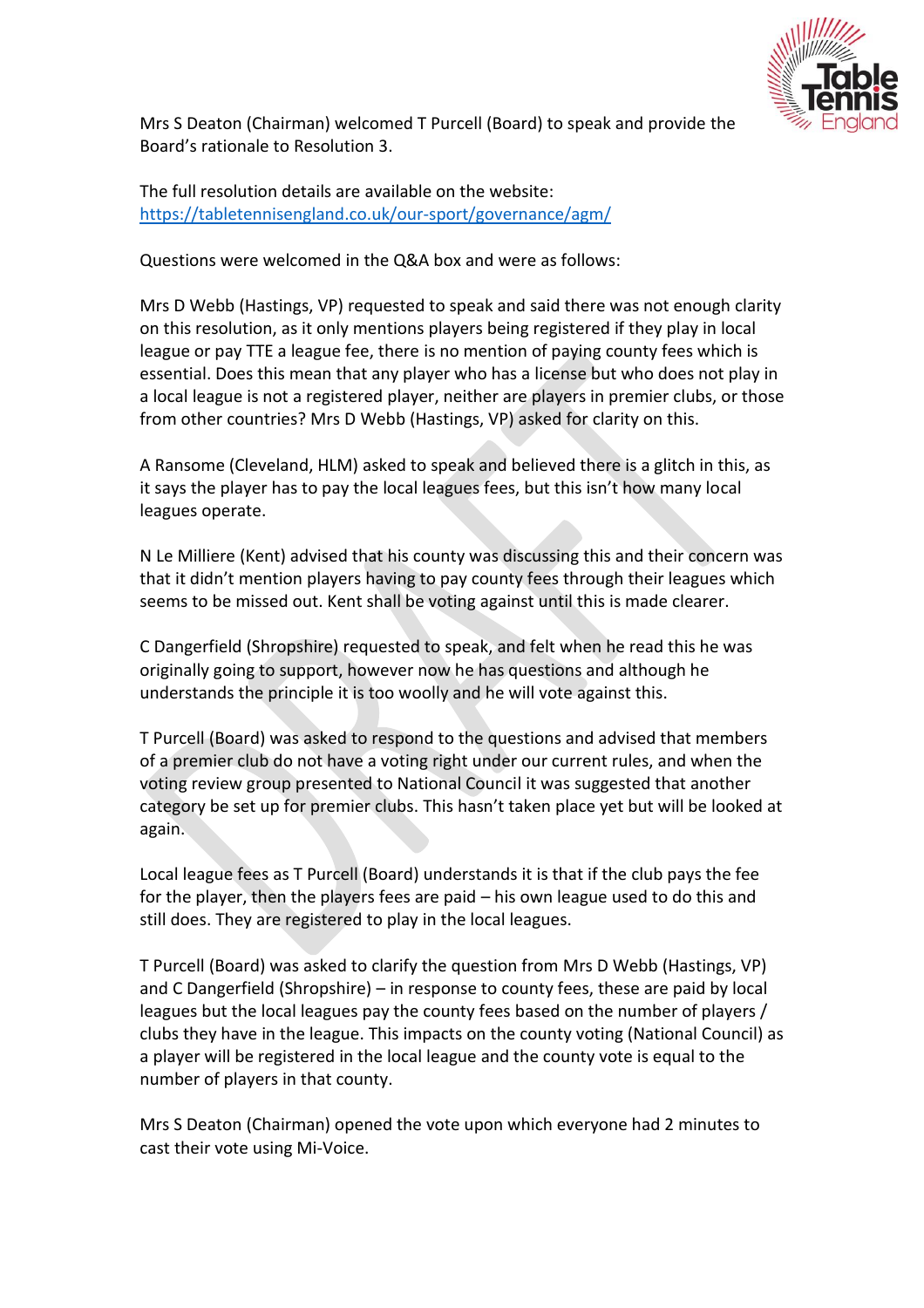Mrs S Deaton (Chairman) welcomed T Purcell (Board) to speak and provide the Board's rationale to Resolution 3.

The full resolution details are available on the website: https://tabletennisengland.co.uk/our-sport/governance/agm/

Questions were welcomed in the Q&A box and were as follows:

Mrs D Webb (Hastings, VP) requested to speak and said there was not enough clarity on this resolution, as it only mentions players being registered if they play in local league or pay TTE a league fee, there is no mention of paying county fees which is essential. Does this mean that any player who has a license but who does not play in a local league is not a registered player, neither are players in premier clubs, or those from other countries? Mrs D Webb (Hastings, VP) asked for clarity on this.

A Ransome (Cleveland, HLM) asked to speak and believed there is a glitch in this, as it says the player has to pay the local leagues fees, but this isn't how many local leagues operate.

N Le Milliere (Kent) advised that his county was discussing this and their concern was that it didn't mention players having to pay county fees through their leagues which seems to be missed out. Kent shall be voting against until this is made clearer.

C Dangerfield (Shropshire) requested to speak, and felt when he read this he was originally going to support, however now he has questions and although he understands the principle it is too woolly and he will vote against this.

T Purcell (Board) was asked to respond to the questions and advised that members of a premier club do not have a voting right under our current rules, and when the voting review group presented to National Council it was suggested that another category be set up for premier clubs. This hasn't taken place yet but will be looked at again.

Local league fees as T Purcell (Board) understands it is that if the club pays the fee for the player, then the players fees are paid – his own league used to do this and still does. They are registered to play in the local leagues.

T Purcell (Board) was asked to clarify the question from Mrs D Webb (Hastings, VP) and C Dangerfield (Shropshire) – in response to county fees, these are paid by local leagues but the local leagues pay the county fees based on the number of players / clubs they have in the league. This impacts on the county voting (National Council) as a player will be registered in the local league and the county vote is equal to the number of players in that county.

Mrs S Deaton (Chairman) opened the vote upon which everyone had 2 minutes to cast their vote using Mi-Voice.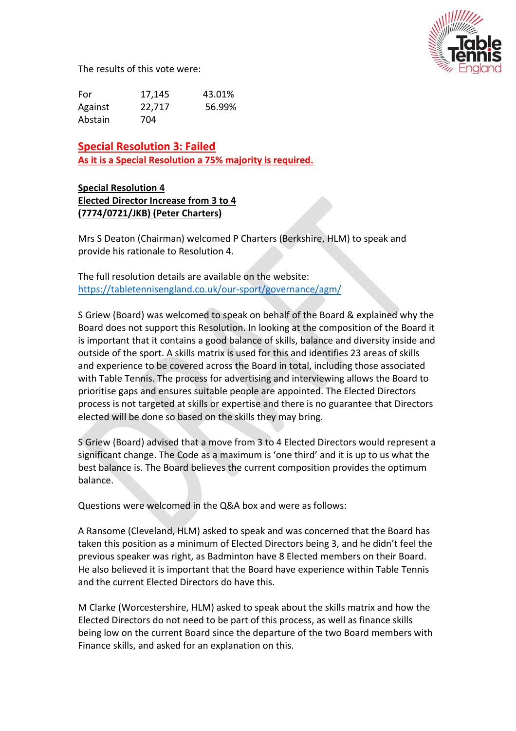The results of this vote were:

| | | |
|---|---|---|
| For | 17,145 | 43.01% |
| Against | 22,717 | 56.99% |
| Abstain | 704 | |

**Special Resolution 3: Failed**
**As it is a Special Resolution a 75% majority is required.**

**Special Resolution 4**
**Elected Director Increase from 3 to 4**
**(7774/0721/JKB) (Peter Charters)**

Mrs S Deaton (Chairman) welcomed P Charters (Berkshire, HLM) to speak and provide his rationale to Resolution 4.

The full resolution details are available on the website: https://tabletennisengland.co.uk/our-sport/governance/agm/

S Griew (Board) was welcomed to speak on behalf of the Board & explained why the Board does not support this Resolution. In looking at the composition of the Board it is important that it contains a good balance of skills, balance and diversity inside and outside of the sport. A skills matrix is used for this and identifies 23 areas of skills and experience to be covered across the Board in total, including those associated with Table Tennis. The process for advertising and interviewing allows the Board to prioritise gaps and ensures suitable people are appointed. The Elected Directors process is not targeted at skills or expertise and there is no guarantee that Directors elected will be done so based on the skills they may bring.

S Griew (Board) advised that a move from 3 to 4 Elected Directors would represent a significant change. The Code as a maximum is 'one third' and it is up to us what the best balance is. The Board believes the current composition provides the optimum balance.

Questions were welcomed in the Q&A box and were as follows:

A Ransome (Cleveland, HLM) asked to speak and was concerned that the Board has taken this position as a minimum of Elected Directors being 3, and he didn't feel the previous speaker was right, as Badminton have 8 Elected members on their Board. He also believed it is important that the Board have experience within Table Tennis and the current Elected Directors do have this.

M Clarke (Worcestershire, HLM) asked to speak about the skills matrix and how the Elected Directors do not need to be part of this process, as well as finance skills being low on the current Board since the departure of the two Board members with Finance skills, and asked for an explanation on this.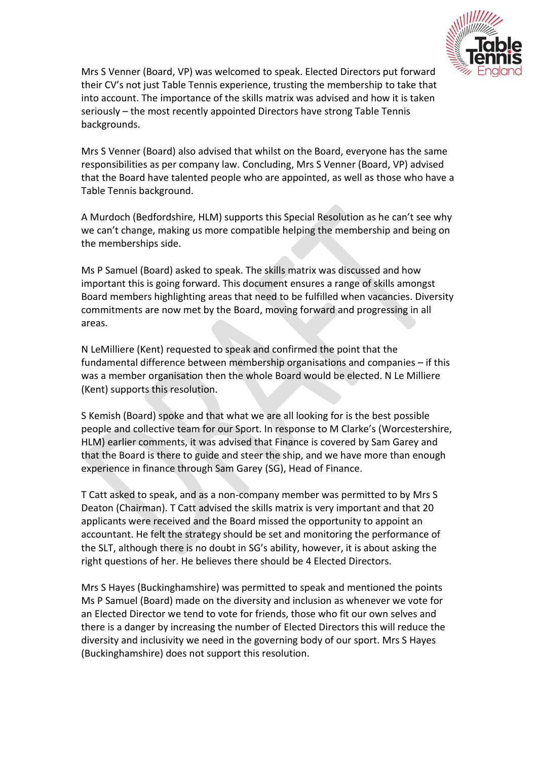Mrs S Venner (Board, VP) was welcomed to speak. Elected Directors put forward their CV's not just Table Tennis experience, trusting the membership to take that into account. The importance of the skills matrix was advised and how it is taken seriously – the most recently appointed Directors have strong Table Tennis backgrounds.

Mrs S Venner (Board) also advised that whilst on the Board, everyone has the same responsibilities as per company law. Concluding, Mrs S Venner (Board, VP) advised that the Board have talented people who are appointed, as well as those who have a Table Tennis background.

A Murdoch (Bedfordshire, HLM) supports this Special Resolution as he can't see why we can't change, making us more compatible helping the membership and being on the memberships side.

Ms P Samuel (Board) asked to speak. The skills matrix was discussed and how important this is going forward. This document ensures a range of skills amongst Board members highlighting areas that need to be fulfilled when vacancies. Diversity commitments are now met by the Board, moving forward and progressing in all areas.

N LeMilliere (Kent) requested to speak and confirmed the point that the fundamental difference between membership organisations and companies – if this was a member organisation then the whole Board would be elected. N Le Milliere (Kent) supports this resolution.

S Kemish (Board) spoke and that what we are all looking for is the best possible people and collective team for our Sport. In response to M Clarke's (Worcestershire, HLM) earlier comments, it was advised that Finance is covered by Sam Garey and that the Board is there to guide and steer the ship, and we have more than enough experience in finance through Sam Garey (SG), Head of Finance.

T Catt asked to speak, and as a non-company member was permitted to by Mrs S Deaton (Chairman). T Catt advised the skills matrix is very important and that 20 applicants were received and the Board missed the opportunity to appoint an accountant. He felt the strategy should be set and monitoring the performance of the SLT, although there is no doubt in SG's ability, however, it is about asking the right questions of her. He believes there should be 4 Elected Directors.

Mrs S Hayes (Buckinghamshire) was permitted to speak and mentioned the points Ms P Samuel (Board) made on the diversity and inclusion as whenever we vote for an Elected Director we tend to vote for friends, those who fit our own selves and there is a danger by increasing the number of Elected Directors this will reduce the diversity and inclusivity we need in the governing body of our sport. Mrs S Hayes (Buckinghamshire) does not support this resolution.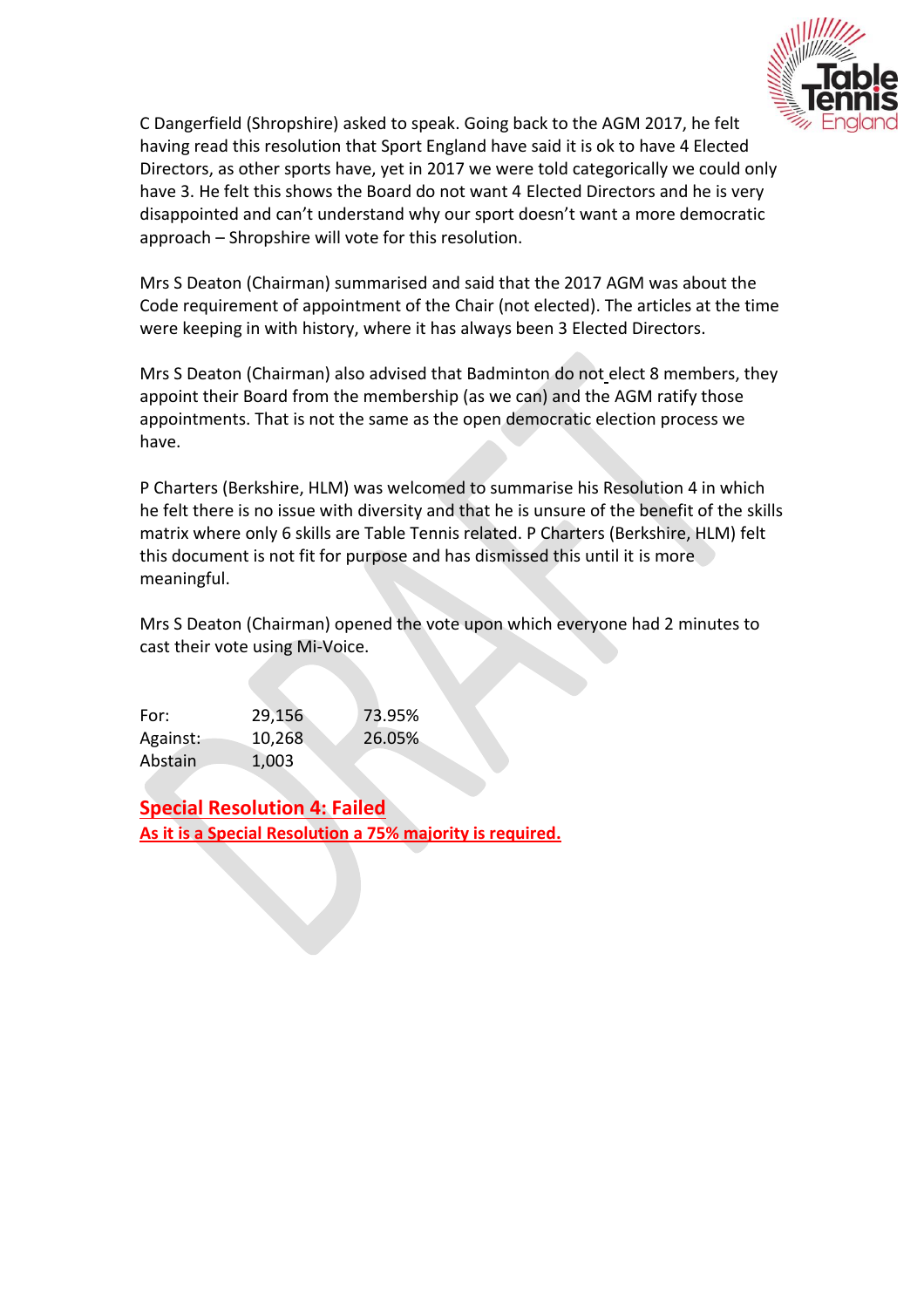C Dangerfield (Shropshire) asked to speak. Going back to the AGM 2017, he felt having read this resolution that Sport England have said it is ok to have 4 Elected Directors, as other sports have, yet in 2017 we were told categorically we could only have 3. He felt this shows the Board do not want 4 Elected Directors and he is very disappointed and can't understand why our sport doesn't want a more democratic approach – Shropshire will vote for this resolution.

Mrs S Deaton (Chairman) summarised and said that the 2017 AGM was about the Code requirement of appointment of the Chair (not elected). The articles at the time were keeping in with history, where it has always been 3 Elected Directors.

Mrs S Deaton (Chairman) also advised that Badminton do not elect 8 members, they appoint their Board from the membership (as we can) and the AGM ratify those appointments. That is not the same as the open democratic election process we have.

P Charters (Berkshire, HLM) was welcomed to summarise his Resolution 4 in which he felt there is no issue with diversity and that he is unsure of the benefit of the skills matrix where only 6 skills are Table Tennis related. P Charters (Berkshire, HLM) felt this document is not fit for purpose and has dismissed this until it is more meaningful.

Mrs S Deaton (Chairman) opened the vote upon which everyone had 2 minutes to cast their vote using Mi-Voice.

| | | |
|---|---|---|
| For: | 29,156 | 73.95% |
| Against: | 10,268 | 26.05% |
| Abstain | 1,003 | |

**Special Resolution 4: Failed**

**As it is a Special Resolution a 75% majority is required.**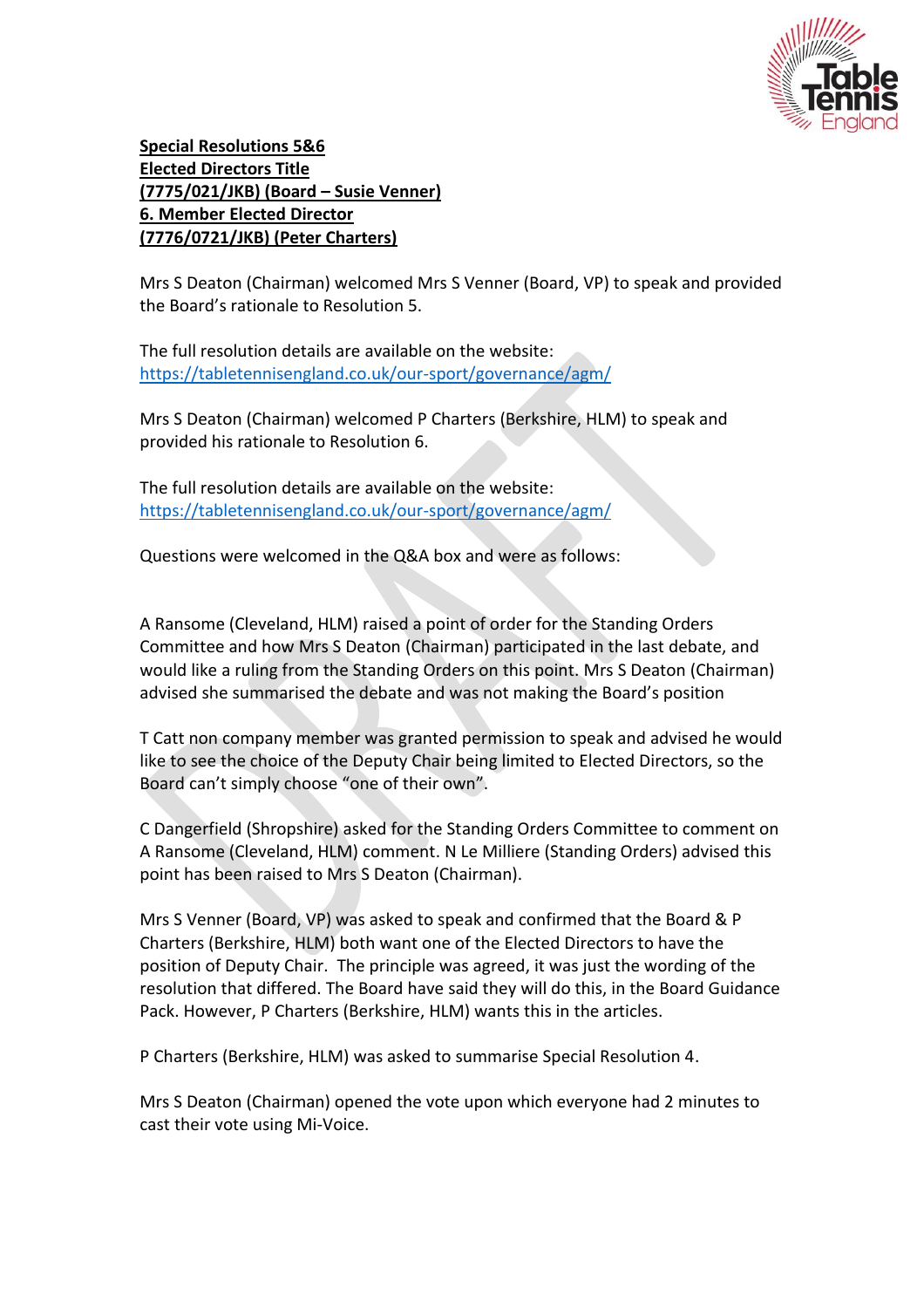**Special Resolutions 5&6**
**Elected Directors Title**
**(7775/021/JKB) (Board – Susie Venner)**
**6. Member Elected Director**
**(7776/0721/JKB) (Peter Charters)**

Mrs S Deaton (Chairman) welcomed Mrs S Venner (Board, VP) to speak and provided the Board's rationale to Resolution 5.

The full resolution details are available on the website:
https://tabletennisengland.co.uk/our-sport/governance/agm/

Mrs S Deaton (Chairman) welcomed P Charters (Berkshire, HLM) to speak and provided his rationale to Resolution 6.

The full resolution details are available on the website:
https://tabletennisengland.co.uk/our-sport/governance/agm/

Questions were welcomed in the Q&A box and were as follows:

A Ransome (Cleveland, HLM) raised a point of order for the Standing Orders Committee and how Mrs S Deaton (Chairman) participated in the last debate, and would like a ruling from the Standing Orders on this point. Mrs S Deaton (Chairman) advised she summarised the debate and was not making the Board's position

T Catt non company member was granted permission to speak and advised he would like to see the choice of the Deputy Chair being limited to Elected Directors, so the Board can't simply choose "one of their own".

C Dangerfield (Shropshire) asked for the Standing Orders Committee to comment on A Ransome (Cleveland, HLM) comment. N Le Milliere (Standing Orders) advised this point has been raised to Mrs S Deaton (Chairman).

Mrs S Venner (Board, VP) was asked to speak and confirmed that the Board & P Charters (Berkshire, HLM) both want one of the Elected Directors to have the position of Deputy Chair. The principle was agreed, it was just the wording of the resolution that differed. The Board have said they will do this, in the Board Guidance Pack. However, P Charters (Berkshire, HLM) wants this in the articles.

P Charters (Berkshire, HLM) was asked to summarise Special Resolution 4.

Mrs S Deaton (Chairman) opened the vote upon which everyone had 2 minutes to cast their vote using Mi-Voice.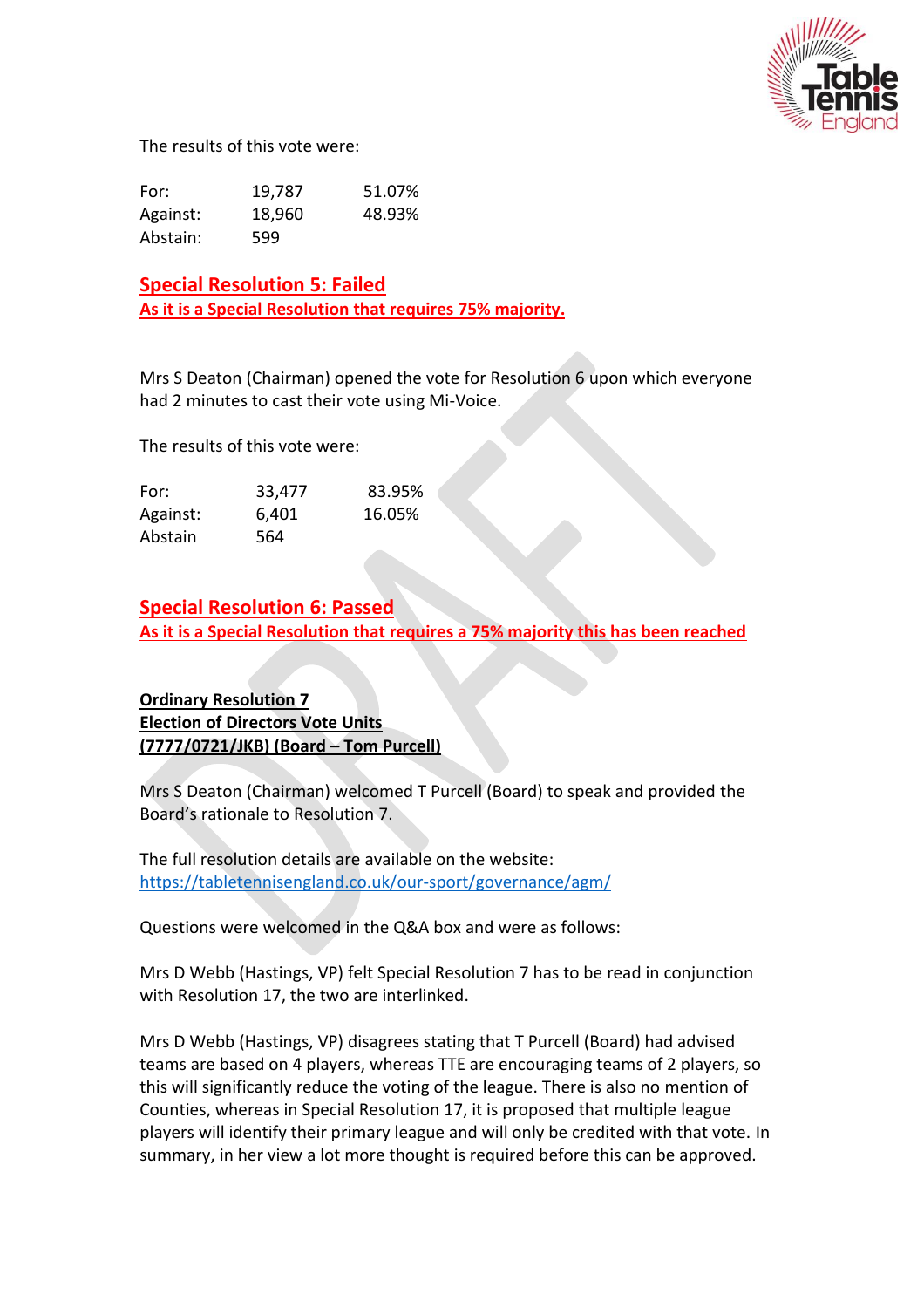The results of this vote were:

| | | |
|---|---|---|
| For: | 19,787 | 51.07% |
| Against: | 18,960 | 48.93% |
| Abstain: | 599 | |

**Special Resolution 5: Failed**
**As it is a Special Resolution that requires 75% majority.**

Mrs S Deaton (Chairman) opened the vote for Resolution 6 upon which everyone had 2 minutes to cast their vote using Mi-Voice.

The results of this vote were:

| | | |
|---|---|---|
| For: | 33,477 | 83.95% |
| Against: | 6,401 | 16.05% |
| Abstain | 564 | |

**Special Resolution 6: Passed**
**As it is a Special Resolution that requires a 75% majority this has been reached**

**Ordinary Resolution 7**
**Election of Directors Vote Units**
**(7777/0721/JKB) (Board – Tom Purcell)**

Mrs S Deaton (Chairman) welcomed T Purcell (Board) to speak and provided the Board's rationale to Resolution 7.

The full resolution details are available on the website:
https://tabletennisengland.co.uk/our-sport/governance/agm/

Questions were welcomed in the Q&A box and were as follows:

Mrs D Webb (Hastings, VP) felt Special Resolution 7 has to be read in conjunction with Resolution 17, the two are interlinked.

Mrs D Webb (Hastings, VP) disagrees stating that T Purcell (Board) had advised teams are based on 4 players, whereas TTE are encouraging teams of 2 players, so this will significantly reduce the voting of the league. There is also no mention of Counties, whereas in Special Resolution 17, it is proposed that multiple league players will identify their primary league and will only be credited with that vote. In summary, in her view a lot more thought is required before this can be approved.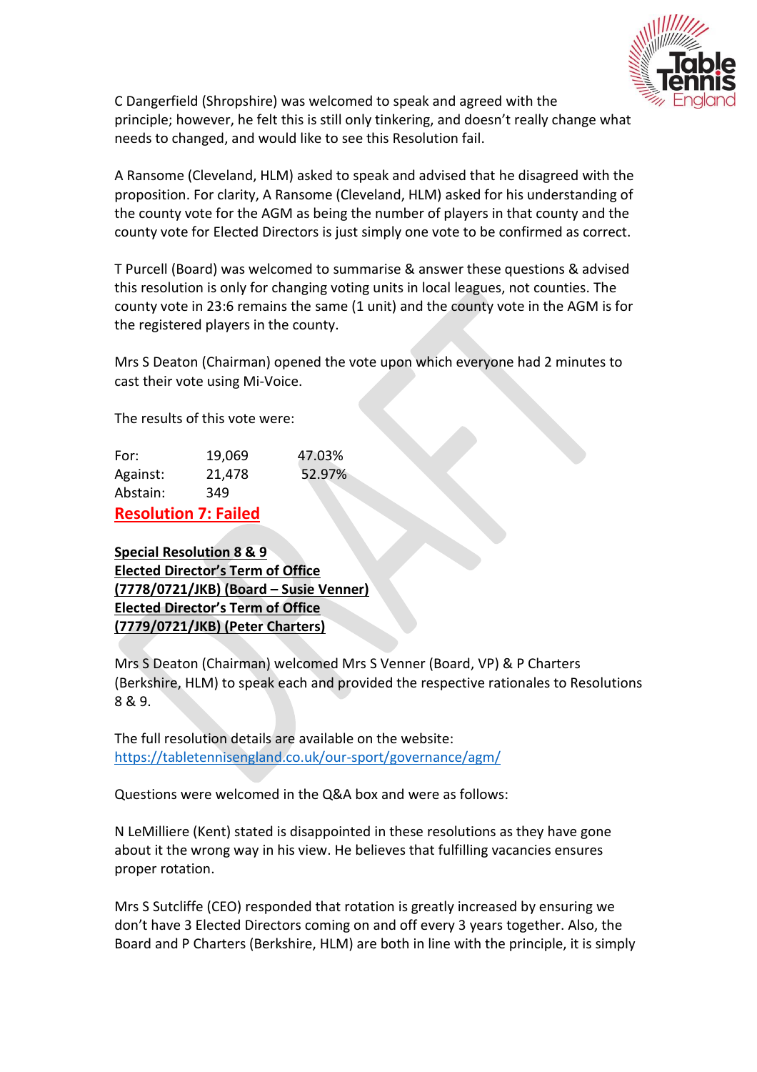C Dangerfield (Shropshire) was welcomed to speak and agreed with the principle; however, he felt this is still only tinkering, and doesn't really change what needs to changed, and would like to see this Resolution fail.

A Ransome (Cleveland, HLM) asked to speak and advised that he disagreed with the proposition. For clarity, A Ransome (Cleveland, HLM) asked for his understanding of the county vote for the AGM as being the number of players in that county and the county vote for Elected Directors is just simply one vote to be confirmed as correct.

T Purcell (Board) was welcomed to summarise & answer these questions & advised this resolution is only for changing voting units in local leagues, not counties. The county vote in 23:6 remains the same (1 unit) and the county vote in the AGM is for the registered players in the county.

Mrs S Deaton (Chairman) opened the vote upon which everyone had 2 minutes to cast their vote using Mi-Voice.

The results of this vote were:

| | | |
|---|---|---|
| For: | 19,069 | 47.03% |
| Against: | 21,478 | 52.97% |
| Abstain: | 349 | |

**Resolution 7: Failed**

**Special Resolution 8 & 9**
**Elected Director's Term of Office**
**(7778/0721/JKB) (Board – Susie Venner)**
**Elected Director's Term of Office**
**(7779/0721/JKB) (Peter Charters)**

Mrs S Deaton (Chairman) welcomed Mrs S Venner (Board, VP) & P Charters (Berkshire, HLM) to speak each and provided the respective rationales to Resolutions 8 & 9.

The full resolution details are available on the website:
https://tabletennisengland.co.uk/our-sport/governance/agm/

Questions were welcomed in the Q&A box and were as follows:

N LeMilliere (Kent) stated is disappointed in these resolutions as they have gone about it the wrong way in his view. He believes that fulfilling vacancies ensures proper rotation.

Mrs S Sutcliffe (CEO) responded that rotation is greatly increased by ensuring we don't have 3 Elected Directors coming on and off every 3 years together. Also, the Board and P Charters (Berkshire, HLM) are both in line with the principle, it is simply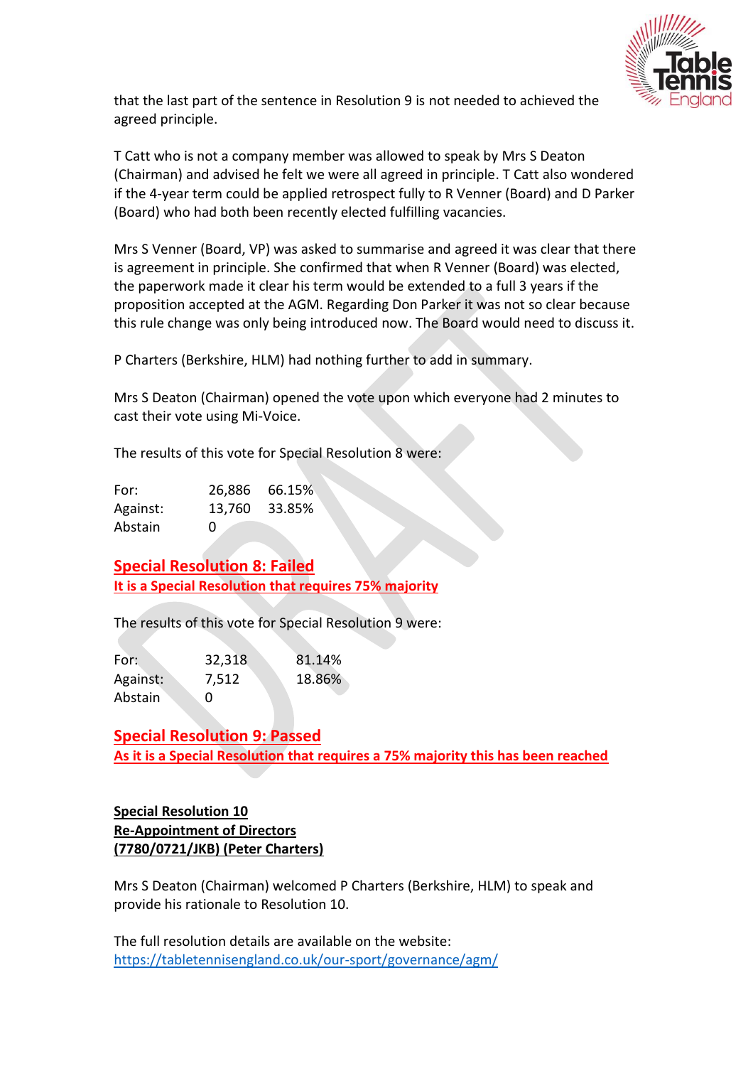that the last part of the sentence in Resolution 9 is not needed to achieved the agreed principle.

T Catt who is not a company member was allowed to speak by Mrs S Deaton (Chairman) and advised he felt we were all agreed in principle. T Catt also wondered if the 4-year term could be applied retrospect fully to R Venner (Board) and D Parker (Board) who had both been recently elected fulfilling vacancies.

Mrs S Venner (Board, VP) was asked to summarise and agreed it was clear that there is agreement in principle. She confirmed that when R Venner (Board) was elected, the paperwork made it clear his term would be extended to a full 3 years if the proposition accepted at the AGM. Regarding Don Parker it was not so clear because this rule change was only being introduced now. The Board would need to discuss it.

P Charters (Berkshire, HLM) had nothing further to add in summary.

Mrs S Deaton (Chairman) opened the vote upon which everyone had 2 minutes to cast their vote using Mi-Voice.

The results of this vote for Special Resolution 8 were:

| | | |
|---|---|---|
| For: | 26,886 | 66.15% |
| Against: | 13,760 | 33.85% |
| Abstain | 0 | |

**Special Resolution 8: Failed**
**It is a Special Resolution that requires 75% majority**

The results of this vote for Special Resolution 9 were:

| | | |
|---|---|---|
| For: | 32,318 | 81.14% |
| Against: | 7,512 | 18.86% |
| Abstain | 0 | |

**Special Resolution 9: Passed**
**As it is a Special Resolution that requires a 75% majority this has been reached**

**Special Resolution 10**
**Re-Appointment of Directors**
**(7780/0721/JKB) (Peter Charters)**

Mrs S Deaton (Chairman) welcomed P Charters (Berkshire, HLM) to speak and provide his rationale to Resolution 10.

The full resolution details are available on the website:
https://tabletennisengland.co.uk/our-sport/governance/agm/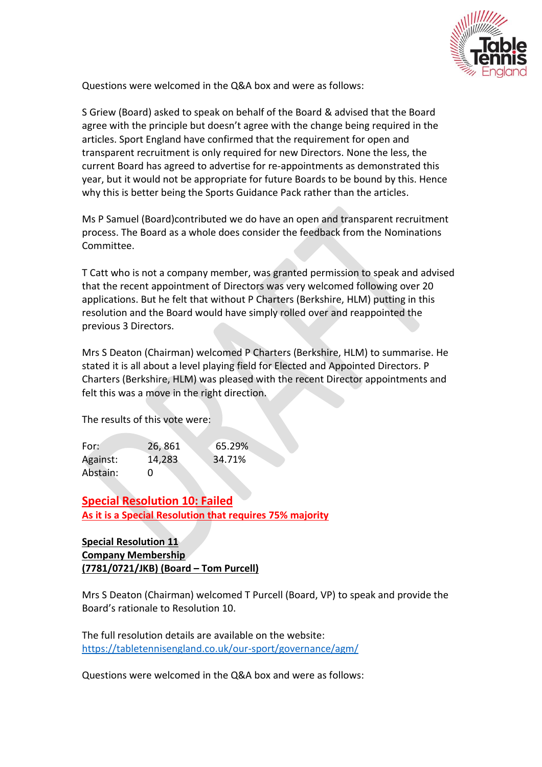Questions were welcomed in the Q&A box and were as follows:

S Griew (Board) asked to speak on behalf of the Board & advised that the Board agree with the principle but doesn't agree with the change being required in the articles. Sport England have confirmed that the requirement for open and transparent recruitment is only required for new Directors. None the less, the current Board has agreed to advertise for re-appointments as demonstrated this year, but it would not be appropriate for future Boards to be bound by this. Hence why this is better being the Sports Guidance Pack rather than the articles.

Ms P Samuel (Board)contributed we do have an open and transparent recruitment process. The Board as a whole does consider the feedback from the Nominations Committee.

T Catt who is not a company member, was granted permission to speak and advised that the recent appointment of Directors was very welcomed following over 20 applications. But he felt that without P Charters (Berkshire, HLM) putting in this resolution and the Board would have simply rolled over and reappointed the previous 3 Directors.

Mrs S Deaton (Chairman) welcomed P Charters (Berkshire, HLM) to summarise. He stated it is all about a level playing field for Elected and Appointed Directors. P Charters (Berkshire, HLM) was pleased with the recent Director appointments and felt this was a move in the right direction.

The results of this vote were:

| | | |
|---|---|---|
| For: | 26, 861 | 65.29% |
| Against: | 14,283 | 34.71% |
| Abstain: | 0 | |

**Special Resolution 10: Failed**
**As it is a Special Resolution that requires 75% majority**

**Special Resolution 11**
**Company Membership**
**(7781/0721/JKB) (Board – Tom Purcell)**

Mrs S Deaton (Chairman) welcomed T Purcell (Board, VP) to speak and provide the Board's rationale to Resolution 10.

The full resolution details are available on the website:
https://tabletennisengland.co.uk/our-sport/governance/agm/

Questions were welcomed in the Q&A box and were as follows: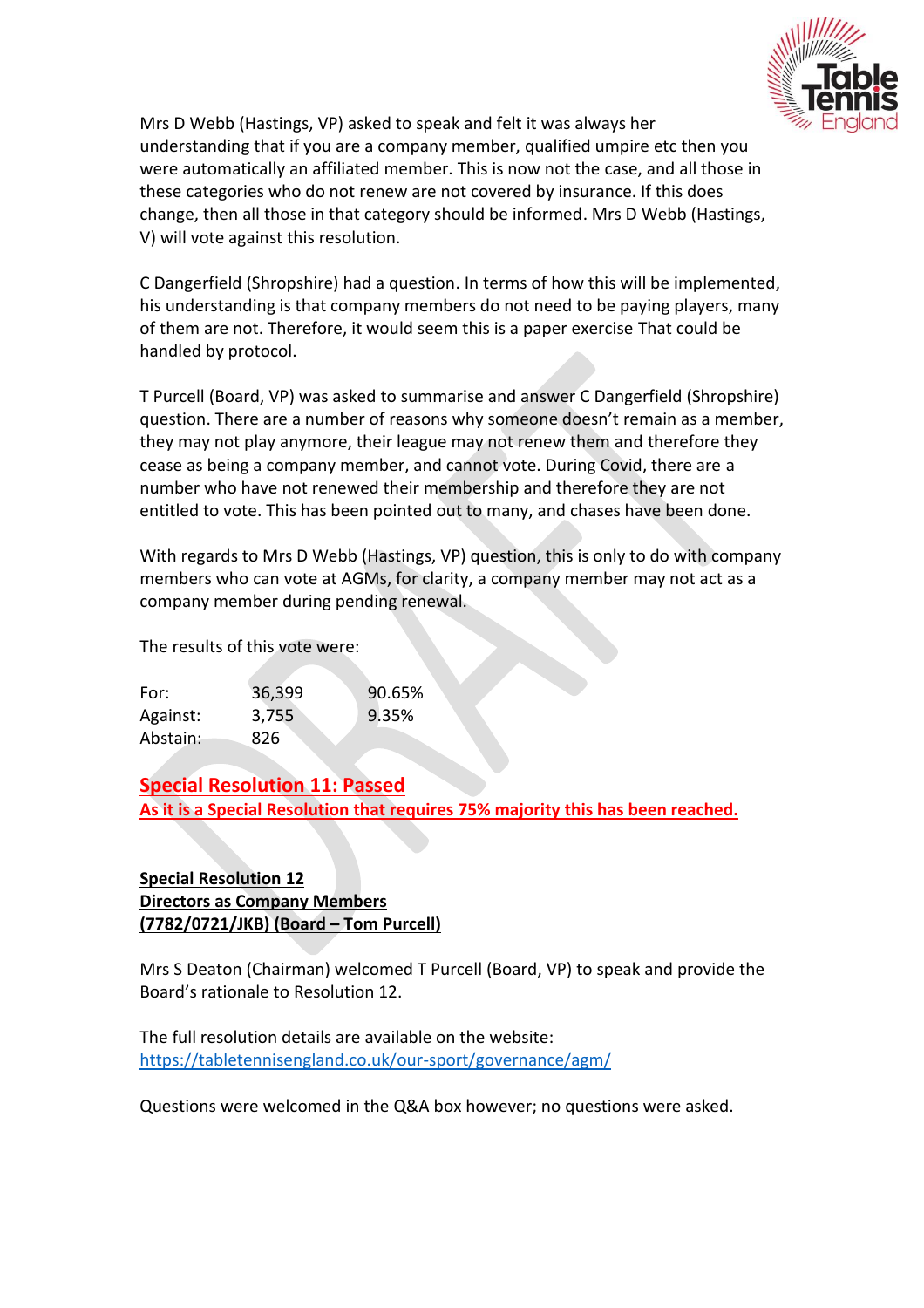Mrs D Webb (Hastings, VP) asked to speak and felt it was always her understanding that if you are a company member, qualified umpire etc then you were automatically an affiliated member. This is now not the case, and all those in these categories who do not renew are not covered by insurance. If this does change, then all those in that category should be informed. Mrs D Webb (Hastings, V) will vote against this resolution.

C Dangerfield (Shropshire) had a question. In terms of how this will be implemented, his understanding is that company members do not need to be paying players, many of them are not. Therefore, it would seem this is a paper exercise That could be handled by protocol.

T Purcell (Board, VP) was asked to summarise and answer C Dangerfield (Shropshire) question. There are a number of reasons why someone doesn't remain as a member, they may not play anymore, their league may not renew them and therefore they cease as being a company member, and cannot vote. During Covid, there are a number who have not renewed their membership and therefore they are not entitled to vote. This has been pointed out to many, and chases have been done.

With regards to Mrs D Webb (Hastings, VP) question, this is only to do with company members who can vote at AGMs, for clarity, a company member may not act as a company member during pending renewal.

The results of this vote were:

| | | |
|---|---|---|
| For: | 36,399 | 90.65% |
| Against: | 3,755 | 9.35% |
| Abstain: | 826 | |

**Special Resolution 11: Passed**
**As it is a Special Resolution that requires 75% majority this has been reached.**

**Special Resolution 12**
**Directors as Company Members**
**(7782/0721/JKB) (Board – Tom Purcell)**

Mrs S Deaton (Chairman) welcomed T Purcell (Board, VP) to speak and provide the Board's rationale to Resolution 12.

The full resolution details are available on the website:
https://tabletennisengland.co.uk/our-sport/governance/agm/

Questions were welcomed in the Q&A box however; no questions were asked.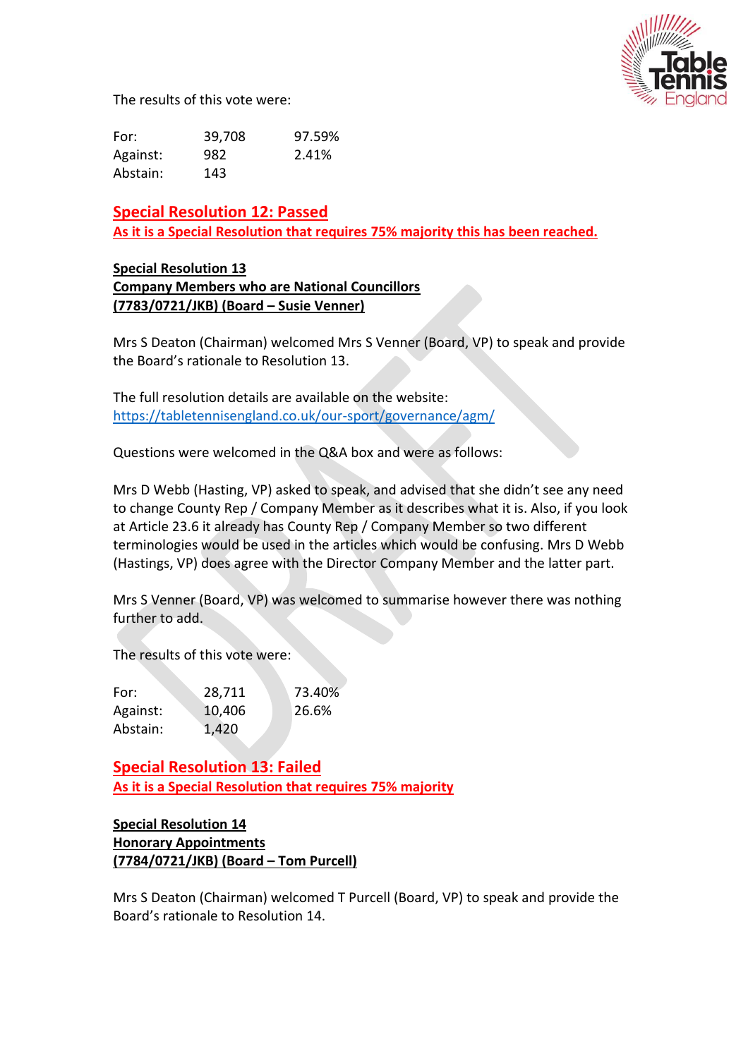The results of this vote were:

| | | |
|---|---|---|
| For: | 39,708 | 97.59% |
| Against: | 982 | 2.41% |
| Abstain: | 143 | |

**Special Resolution 12: Passed**

**As it is a Special Resolution that requires 75% majority this has been reached.**

**Special Resolution 13**
**Company Members who are National Councillors**
**(7783/0721/JKB) (Board – Susie Venner)**

Mrs S Deaton (Chairman) welcomed Mrs S Venner (Board, VP) to speak and provide the Board's rationale to Resolution 13.

The full resolution details are available on the website: https://tabletennisengland.co.uk/our-sport/governance/agm/

Questions were welcomed in the Q&A box and were as follows:

Mrs D Webb (Hasting, VP) asked to speak, and advised that she didn't see any need to change County Rep / Company Member as it describes what it is. Also, if you look at Article 23.6 it already has County Rep / Company Member so two different terminologies would be used in the articles which would be confusing. Mrs D Webb (Hastings, VP) does agree with the Director Company Member and the latter part.

Mrs S Venner (Board, VP) was welcomed to summarise however there was nothing further to add.

The results of this vote were:

| | | |
|---|---|---|
| For: | 28,711 | 73.40% |
| Against: | 10,406 | 26.6% |
| Abstain: | 1,420 | |

**Special Resolution 13: Failed**

**As it is a Special Resolution that requires 75% majority**

**Special Resolution 14**
**Honorary Appointments**
**(7784/0721/JKB) (Board – Tom Purcell)**

Mrs S Deaton (Chairman) welcomed T Purcell (Board, VP) to speak and provide the Board's rationale to Resolution 14.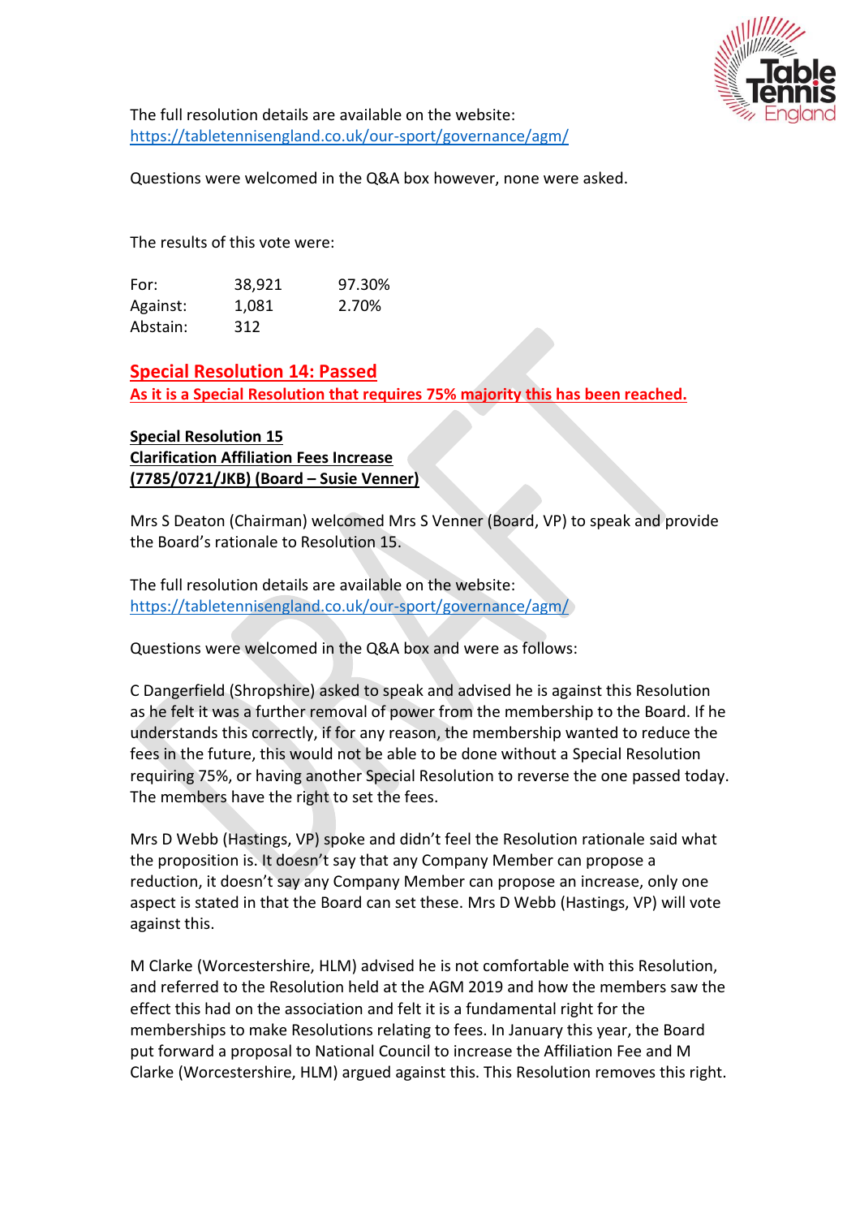The full resolution details are available on the website:
https://tabletennisengland.co.uk/our-sport/governance/agm/

Questions were welcomed in the Q&A box however, none were asked.

The results of this vote were:

| | | |
|---|---|---|
| For: | 38,921 | 97.30% |
| Against: | 1,081 | 2.70% |
| Abstain: | 312 | |

## Special Resolution 14: Passed

**As it is a Special Resolution that requires 75% majority this has been reached.**

**Special Resolution 15**
**Clarification Affiliation Fees Increase**
**(7785/0721/JKB) (Board – Susie Venner)**

Mrs S Deaton (Chairman) welcomed Mrs S Venner (Board, VP) to speak and provide the Board's rationale to Resolution 15.

The full resolution details are available on the website:
https://tabletennisengland.co.uk/our-sport/governance/agm/

Questions were welcomed in the Q&A box and were as follows:

C Dangerfield (Shropshire) asked to speak and advised he is against this Resolution as he felt it was a further removal of power from the membership to the Board. If he understands this correctly, if for any reason, the membership wanted to reduce the fees in the future, this would not be able to be done without a Special Resolution requiring 75%, or having another Special Resolution to reverse the one passed today. The members have the right to set the fees.

Mrs D Webb (Hastings, VP) spoke and didn't feel the Resolution rationale said what the proposition is. It doesn't say that any Company Member can propose a reduction, it doesn't say any Company Member can propose an increase, only one aspect is stated in that the Board can set these. Mrs D Webb (Hastings, VP) will vote against this.

M Clarke (Worcestershire, HLM) advised he is not comfortable with this Resolution, and referred to the Resolution held at the AGM 2019 and how the members saw the effect this had on the association and felt it is a fundamental right for the memberships to make Resolutions relating to fees. In January this year, the Board put forward a proposal to National Council to increase the Affiliation Fee and M Clarke (Worcestershire, HLM) argued against this. This Resolution removes this right.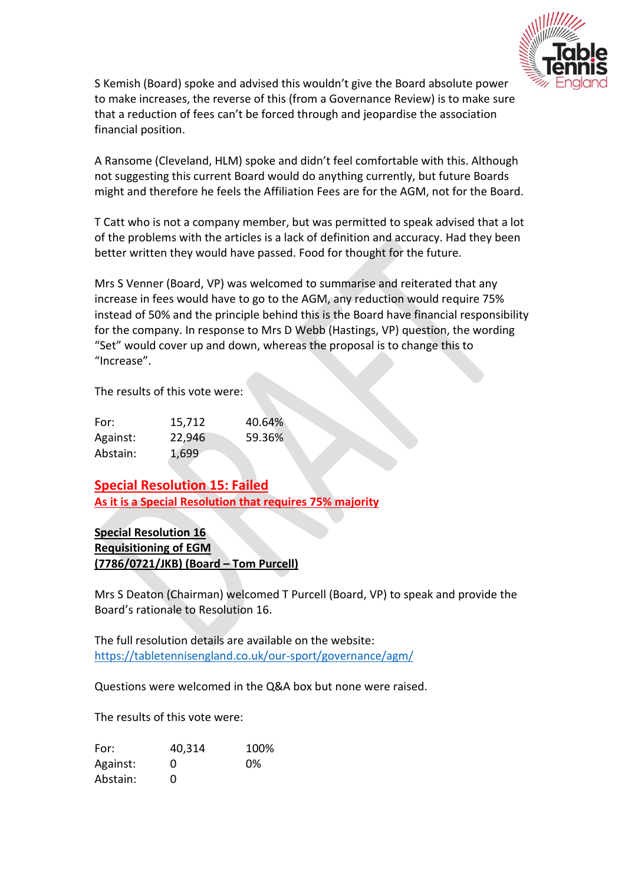S Kemish (Board) spoke and advised this wouldn't give the Board absolute power to make increases, the reverse of this (from a Governance Review) is to make sure that a reduction of fees can't be forced through and jeopardise the association financial position.

A Ransome (Cleveland, HLM) spoke and didn't feel comfortable with this. Although not suggesting this current Board would do anything currently, but future Boards might and therefore he feels the Affiliation Fees are for the AGM, not for the Board.

T Catt who is not a company member, but was permitted to speak advised that a lot of the problems with the articles is a lack of definition and accuracy. Had they been better written they would have passed. Food for thought for the future.

Mrs S Venner (Board, VP) was welcomed to summarise and reiterated that any increase in fees would have to go to the AGM, any reduction would require 75% instead of 50% and the principle behind this is the Board have financial responsibility for the company. In response to Mrs D Webb (Hastings, VP) question, the wording "Set" would cover up and down, whereas the proposal is to change this to "Increase".

The results of this vote were:

| | | |
|---|---|---|
| For: | 15,712 | 40.64% |
| Against: | 22,946 | 59.36% |
| Abstain: | 1,699 | |

**Special Resolution 15: Failed**
**As it is a Special Resolution that requires 75% majority**

**Special Resolution 16**
**Requisitioning of EGM**
**(7786/0721/JKB) (Board – Tom Purcell)**

Mrs S Deaton (Chairman) welcomed T Purcell (Board, VP) to speak and provide the Board's rationale to Resolution 16.

The full resolution details are available on the website:
https://tabletennisengland.co.uk/our-sport/governance/agm/

Questions were welcomed in the Q&A box but none were raised.

The results of this vote were:

| | | |
|---|---|---|
| For: | 40,314 | 100% |
| Against: | 0 | 0% |
| Abstain: | 0 | |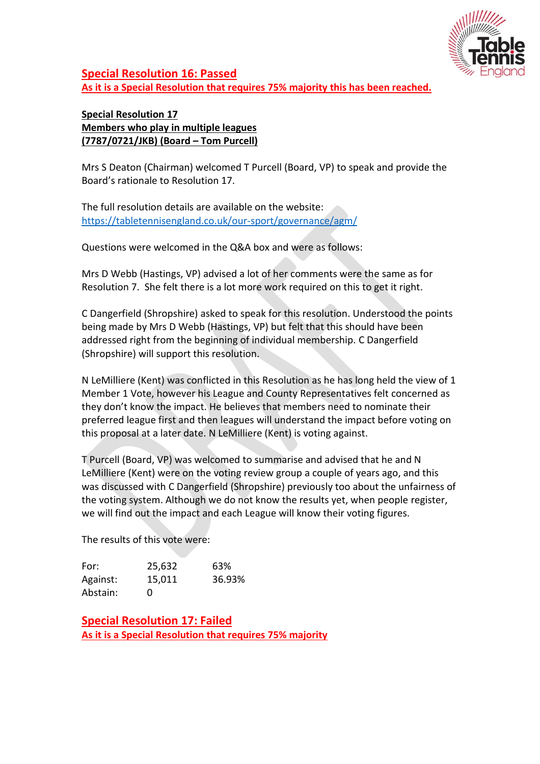**Special Resolution 16: Passed**
**As it is a Special Resolution that requires 75% majority this has been reached.**

**Special Resolution 17**
**Members who play in multiple leagues**
**(7787/0721/JKB) (Board – Tom Purcell)**

Mrs S Deaton (Chairman) welcomed T Purcell (Board, VP) to speak and provide the Board's rationale to Resolution 17.

The full resolution details are available on the website: https://tabletennisengland.co.uk/our-sport/governance/agm/

Questions were welcomed in the Q&A box and were as follows:

Mrs D Webb (Hastings, VP) advised a lot of her comments were the same as for Resolution 7. She felt there is a lot more work required on this to get it right.

C Dangerfield (Shropshire) asked to speak for this resolution. Understood the points being made by Mrs D Webb (Hastings, VP) but felt that this should have been addressed right from the beginning of individual membership. C Dangerfield (Shropshire) will support this resolution.

N LeMilliere (Kent) was conflicted in this Resolution as he has long held the view of 1 Member 1 Vote, however his League and County Representatives felt concerned as they don't know the impact. He believes that members need to nominate their preferred league first and then leagues will understand the impact before voting on this proposal at a later date. N LeMilliere (Kent) is voting against.

T Purcell (Board, VP) was welcomed to summarise and advised that he and N LeMilliere (Kent) were on the voting review group a couple of years ago, and this was discussed with C Dangerfield (Shropshire) previously too about the unfairness of the voting system. Although we do not know the results yet, when people register, we will find out the impact and each League will know their voting figures.

The results of this vote were:

| | | |
|---|---|---|
| For: | 25,632 | 63% |
| Against: | 15,011 | 36.93% |
| Abstain: | 0 | |

**Special Resolution 17: Failed**
**As it is a Special Resolution that requires 75% majority**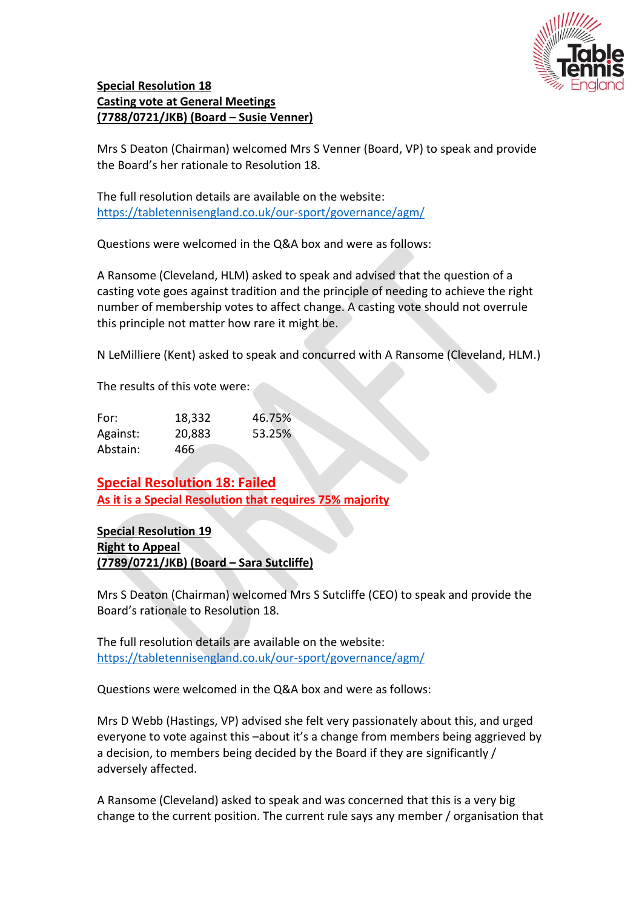**Special Resolution 18**
**Casting vote at General Meetings**
**(7788/0721/JKB) (Board – Susie Venner)**

Mrs S Deaton (Chairman) welcomed Mrs S Venner (Board, VP) to speak and provide the Board's her rationale to Resolution 18.

The full resolution details are available on the website:
https://tabletennisengland.co.uk/our-sport/governance/agm/

Questions were welcomed in the Q&A box and were as follows:

A Ransome (Cleveland, HLM) asked to speak and advised that the question of a casting vote goes against tradition and the principle of needing to achieve the right number of membership votes to affect change. A casting vote should not overrule this principle not matter how rare it might be.

N LeMilliere (Kent) asked to speak and concurred with A Ransome (Cleveland, HLM.)

The results of this vote were:

| | | |
|---|---|---|
| For: | 18,332 | 46.75% |
| Against: | 20,883 | 53.25% |
| Abstain: | 466 | |

**Special Resolution 18: Failed**
**As it is a Special Resolution that requires 75% majority**

**Special Resolution 19**
**Right to Appeal**
**(7789/0721/JKB) (Board – Sara Sutcliffe)**

Mrs S Deaton (Chairman) welcomed Mrs S Sutcliffe (CEO) to speak and provide the Board's rationale to Resolution 18.

The full resolution details are available on the website:
https://tabletennisengland.co.uk/our-sport/governance/agm/

Questions were welcomed in the Q&A box and were as follows:

Mrs D Webb (Hastings, VP) advised she felt very passionately about this, and urged everyone to vote against this –about it's a change from members being aggrieved by a decision, to members being decided by the Board if they are significantly / adversely affected.

A Ransome (Cleveland) asked to speak and was concerned that this is a very big change to the current position. The current rule says any member / organisation that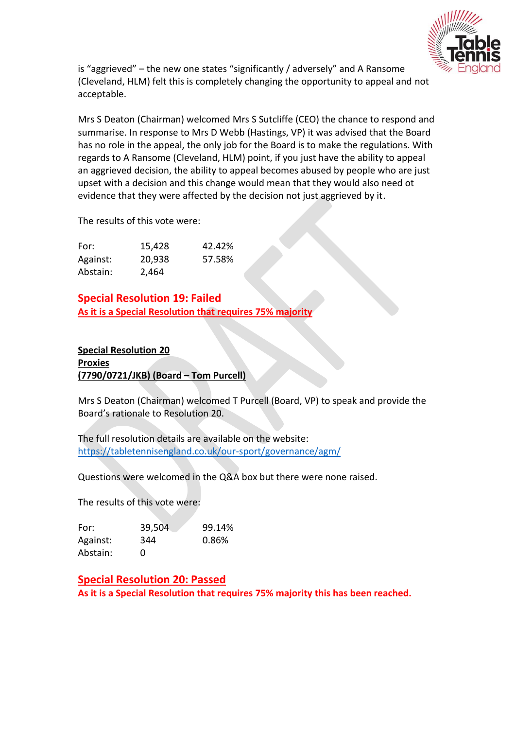is "aggrieved" – the new one states "significantly / adversely" and A Ransome (Cleveland, HLM) felt this is completely changing the opportunity to appeal and not acceptable.

Mrs S Deaton (Chairman) welcomed Mrs S Sutcliffe (CEO) the chance to respond and summarise. In response to Mrs D Webb (Hastings, VP) it was advised that the Board has no role in the appeal, the only job for the Board is to make the regulations. With regards to A Ransome (Cleveland, HLM) point, if you just have the ability to appeal an aggrieved decision, the ability to appeal becomes abused by people who are just upset with a decision and this change would mean that they would also need ot evidence that they were affected by the decision not just aggrieved by it.

The results of this vote were:

| | | |
|---|---|---|
| For: | 15,428 | 42.42% |
| Against: | 20,938 | 57.58% |
| Abstain: | 2,464 | |

**Special Resolution 19: Failed**

**As it is a Special Resolution that requires 75% majority**

**Special Resolution 20**
**Proxies**
**(7790/0721/JKB) (Board – Tom Purcell)**

Mrs S Deaton (Chairman) welcomed T Purcell (Board, VP) to speak and provide the Board's rationale to Resolution 20.

The full resolution details are available on the website:
https://tabletennisengland.co.uk/our-sport/governance/agm/

Questions were welcomed in the Q&A box but there were none raised.

The results of this vote were:

| | | |
|---|---|---|
| For: | 39,504 | 99.14% |
| Against: | 344 | 0.86% |
| Abstain: | 0 | |

**Special Resolution 20: Passed**

**As it is a Special Resolution that requires 75% majority this has been reached.**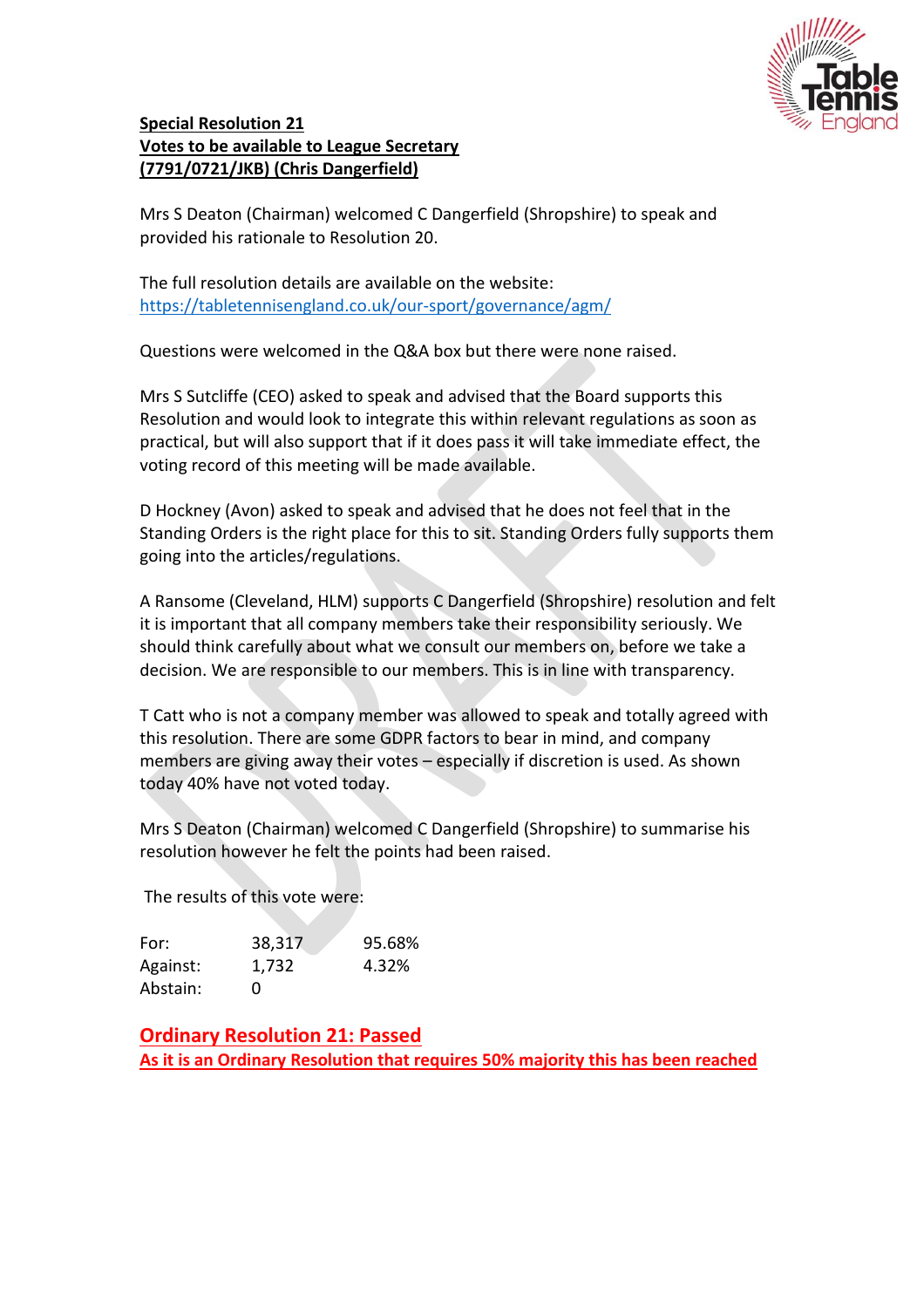**Special Resolution 21**
**Votes to be available to League Secretary**
**(7791/0721/JKB) (Chris Dangerfield)**

Mrs S Deaton (Chairman) welcomed C Dangerfield (Shropshire) to speak and provided his rationale to Resolution 20.

The full resolution details are available on the website:
https://tabletennisengland.co.uk/our-sport/governance/agm/

Questions were welcomed in the Q&A box but there were none raised.

Mrs S Sutcliffe (CEO) asked to speak and advised that the Board supports this Resolution and would look to integrate this within relevant regulations as soon as practical, but will also support that if it does pass it will take immediate effect, the voting record of this meeting will be made available.

D Hockney (Avon) asked to speak and advised that he does not feel that in the Standing Orders is the right place for this to sit. Standing Orders fully supports them going into the articles/regulations.

A Ransome (Cleveland, HLM) supports C Dangerfield (Shropshire) resolution and felt it is important that all company members take their responsibility seriously. We should think carefully about what we consult our members on, before we take a decision. We are responsible to our members. This is in line with transparency.

T Catt who is not a company member was allowed to speak and totally agreed with this resolution. There are some GDPR factors to bear in mind, and company members are giving away their votes – especially if discretion is used. As shown today 40% have not voted today.

Mrs S Deaton (Chairman) welcomed C Dangerfield (Shropshire) to summarise his resolution however he felt the points had been raised.

The results of this vote were:

| | | |
|---|---|---|
| For: | 38,317 | 95.68% |
| Against: | 1,732 | 4.32% |
| Abstain: | 0 | |

**Ordinary Resolution 21: Passed**
**As it is an Ordinary Resolution that requires 50% majority this has been reached**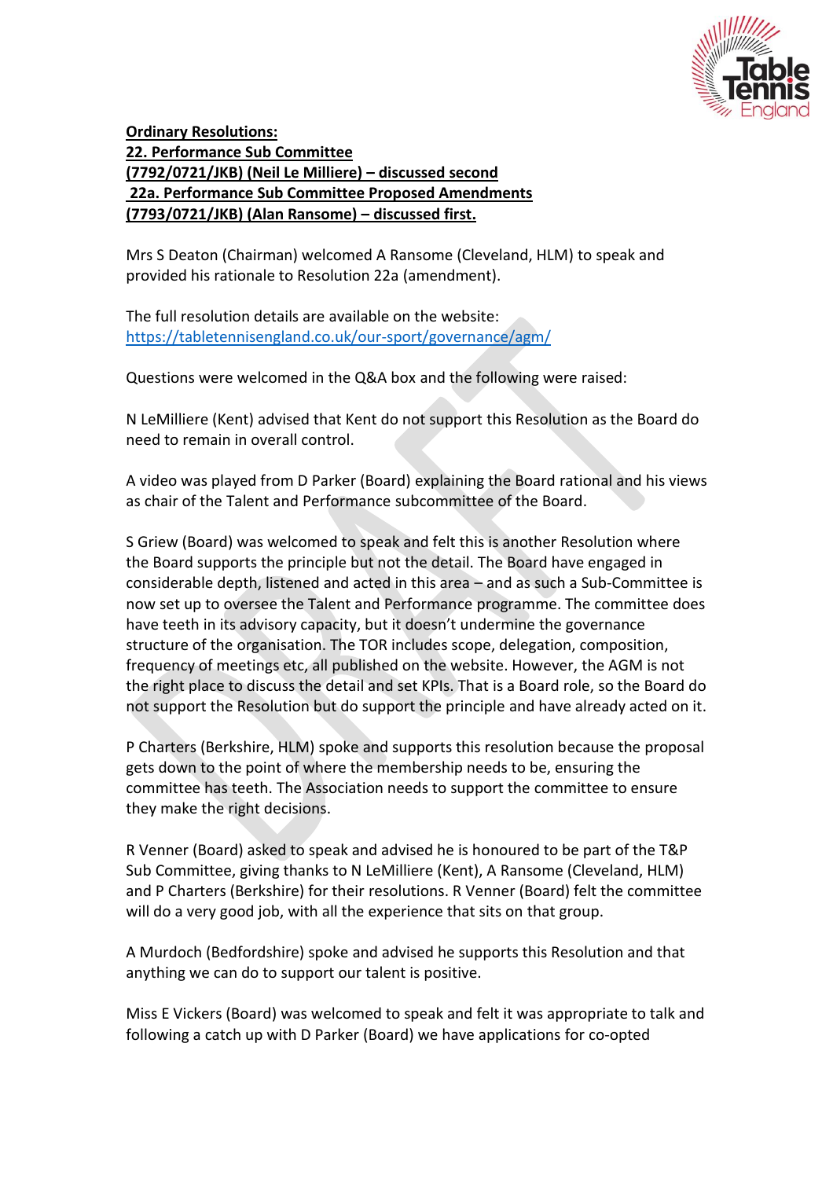**Ordinary Resolutions:**
**22. Performance Sub Committee**
**(7792/0721/JKB) (Neil Le Milliere) – discussed second**
**22a. Performance Sub Committee Proposed Amendments**
**(7793/0721/JKB) (Alan Ransome) – discussed first.**

Mrs S Deaton (Chairman) welcomed A Ransome (Cleveland, HLM) to speak and provided his rationale to Resolution 22a (amendment).

The full resolution details are available on the website:
https://tabletennisengland.co.uk/our-sport/governance/agm/

Questions were welcomed in the Q&A box and the following were raised:

N LeMilliere (Kent) advised that Kent do not support this Resolution as the Board do need to remain in overall control.

A video was played from D Parker (Board) explaining the Board rational and his views as chair of the Talent and Performance subcommittee of the Board.

S Griew (Board) was welcomed to speak and felt this is another Resolution where the Board supports the principle but not the detail. The Board have engaged in considerable depth, listened and acted in this area – and as such a Sub-Committee is now set up to oversee the Talent and Performance programme. The committee does have teeth in its advisory capacity, but it doesn't undermine the governance structure of the organisation. The TOR includes scope, delegation, composition, frequency of meetings etc, all published on the website. However, the AGM is not the right place to discuss the detail and set KPIs. That is a Board role, so the Board do not support the Resolution but do support the principle and have already acted on it.

P Charters (Berkshire, HLM) spoke and supports this resolution because the proposal gets down to the point of where the membership needs to be, ensuring the committee has teeth. The Association needs to support the committee to ensure they make the right decisions.

R Venner (Board) asked to speak and advised he is honoured to be part of the T&P Sub Committee, giving thanks to N LeMilliere (Kent), A Ransome (Cleveland, HLM) and P Charters (Berkshire) for their resolutions. R Venner (Board) felt the committee will do a very good job, with all the experience that sits on that group.

A Murdoch (Bedfordshire) spoke and advised he supports this Resolution and that anything we can do to support our talent is positive.

Miss E Vickers (Board) was welcomed to speak and felt it was appropriate to talk and following a catch up with D Parker (Board) we have applications for co-opted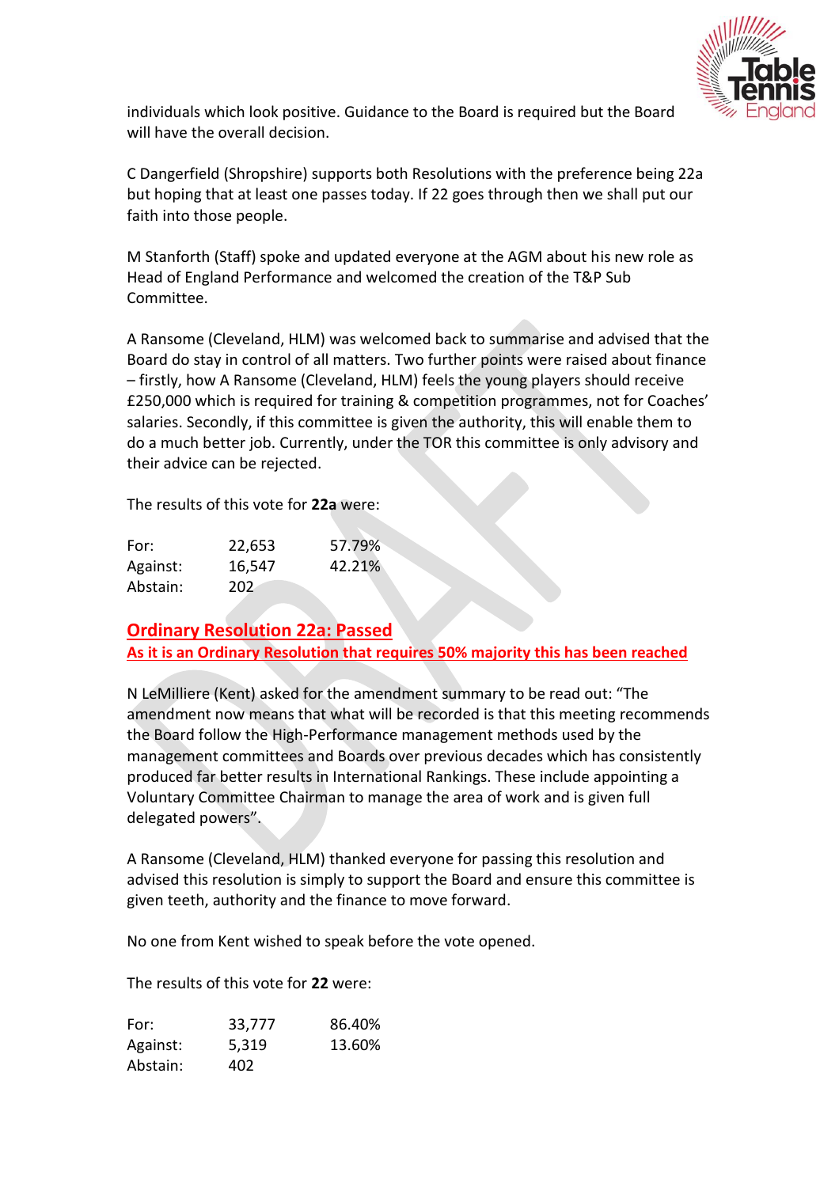individuals which look positive. Guidance to the Board is required but the Board will have the overall decision.

C Dangerfield (Shropshire) supports both Resolutions with the preference being 22a but hoping that at least one passes today. If 22 goes through then we shall put our faith into those people.

M Stanforth (Staff) spoke and updated everyone at the AGM about his new role as Head of England Performance and welcomed the creation of the T&P Sub Committee.

A Ransome (Cleveland, HLM) was welcomed back to summarise and advised that the Board do stay in control of all matters. Two further points were raised about finance – firstly, how A Ransome (Cleveland, HLM) feels the young players should receive £250,000 which is required for training & competition programmes, not for Coaches' salaries. Secondly, if this committee is given the authority, this will enable them to do a much better job. Currently, under the TOR this committee is only advisory and their advice can be rejected.

The results of this vote for **22a** were:

| | | |
|---|---|---|
| For: | 22,653 | 57.79% |
| Against: | 16,547 | 42.21% |
| Abstain: | 202 | |

## Ordinary Resolution 22a: Passed

**As it is an Ordinary Resolution that requires 50% majority this has been reached**

N LeMilliere (Kent) asked for the amendment summary to be read out: "The amendment now means that what will be recorded is that this meeting recommends the Board follow the High-Performance management methods used by the management committees and Boards over previous decades which has consistently produced far better results in International Rankings. These include appointing a Voluntary Committee Chairman to manage the area of work and is given full delegated powers".

A Ransome (Cleveland, HLM) thanked everyone for passing this resolution and advised this resolution is simply to support the Board and ensure this committee is given teeth, authority and the finance to move forward.

No one from Kent wished to speak before the vote opened.

The results of this vote for **22** were:

| | | |
|---|---|---|
| For: | 33,777 | 86.40% |
| Against: | 5,319 | 13.60% |
| Abstain: | 402 | |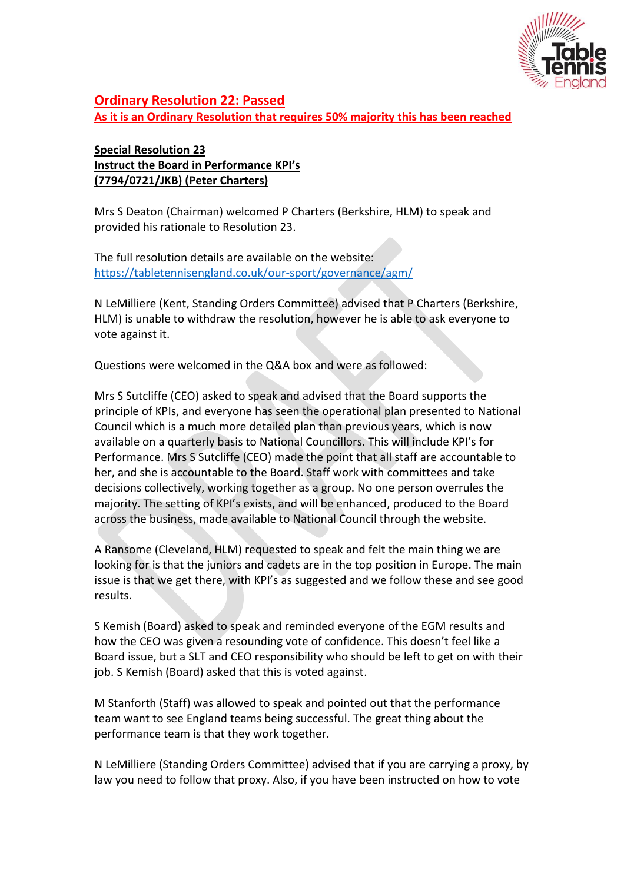**Ordinary Resolution 22: Passed**
**As it is an Ordinary Resolution that requires 50% majority this has been reached**

**Special Resolution 23**
**Instruct the Board in Performance KPI's**
**(7794/0721/JKB) (Peter Charters)**

Mrs S Deaton (Chairman) welcomed P Charters (Berkshire, HLM) to speak and provided his rationale to Resolution 23.

The full resolution details are available on the website:
https://tabletennisengland.co.uk/our-sport/governance/agm/

N LeMilliere (Kent, Standing Orders Committee) advised that P Charters (Berkshire, HLM) is unable to withdraw the resolution, however he is able to ask everyone to vote against it.

Questions were welcomed in the Q&A box and were as followed:

Mrs S Sutcliffe (CEO) asked to speak and advised that the Board supports the principle of KPIs, and everyone has seen the operational plan presented to National Council which is a much more detailed plan than previous years, which is now available on a quarterly basis to National Councillors. This will include KPI's for Performance. Mrs S Sutcliffe (CEO) made the point that all staff are accountable to her, and she is accountable to the Board. Staff work with committees and take decisions collectively, working together as a group. No one person overrules the majority. The setting of KPI's exists, and will be enhanced, produced to the Board across the business, made available to National Council through the website.

A Ransome (Cleveland, HLM) requested to speak and felt the main thing we are looking for is that the juniors and cadets are in the top position in Europe. The main issue is that we get there, with KPI's as suggested and we follow these and see good results.

S Kemish (Board) asked to speak and reminded everyone of the EGM results and how the CEO was given a resounding vote of confidence. This doesn't feel like a Board issue, but a SLT and CEO responsibility who should be left to get on with their job. S Kemish (Board) asked that this is voted against.

M Stanforth (Staff) was allowed to speak and pointed out that the performance team want to see England teams being successful. The great thing about the performance team is that they work together.

N LeMilliere (Standing Orders Committee) advised that if you are carrying a proxy, by law you need to follow that proxy. Also, if you have been instructed on how to vote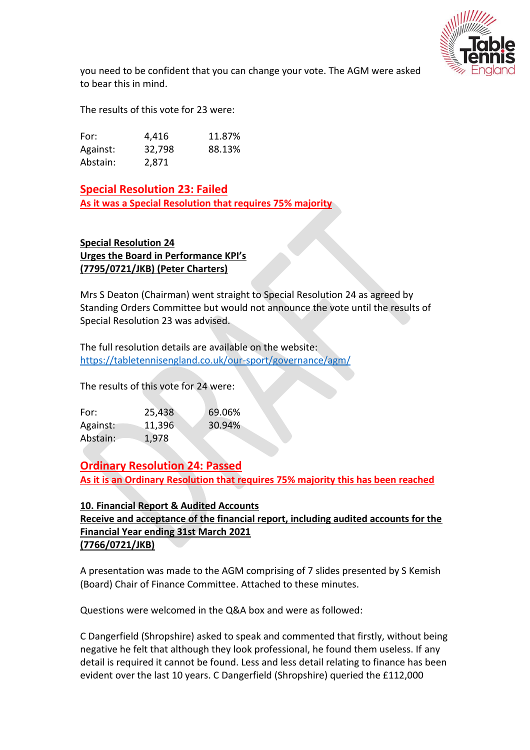you need to be confident that you can change your vote. The AGM were asked to bear this in mind.

The results of this vote for 23 were:

| | | |
|---|---|---|
| For: | 4,416 | 11.87% |
| Against: | 32,798 | 88.13% |
| Abstain: | 2,871 | |

**Special Resolution 23: Failed**
**As it was a Special Resolution that requires 75% majority**

**Special Resolution 24**
**Urges the Board in Performance KPI's**
**(7795/0721/JKB) (Peter Charters)**

Mrs S Deaton (Chairman) went straight to Special Resolution 24 as agreed by Standing Orders Committee but would not announce the vote until the results of Special Resolution 23 was advised.

The full resolution details are available on the website:
https://tabletennisengland.co.uk/our-sport/governance/agm/

The results of this vote for 24 were:

| | | |
|---|---|---|
| For: | 25,438 | 69.06% |
| Against: | 11,396 | 30.94% |
| Abstain: | 1,978 | |

**Ordinary Resolution 24: Passed**
**As it is an Ordinary Resolution that requires 75% majority this has been reached**

**10. Financial Report & Audited Accounts**
**Receive and acceptance of the financial report, including audited accounts for the Financial Year ending 31st March 2021**
**(7766/0721/JKB)**

A presentation was made to the AGM comprising of 7 slides presented by S Kemish (Board) Chair of Finance Committee. Attached to these minutes.

Questions were welcomed in the Q&A box and were as followed:

C Dangerfield (Shropshire) asked to speak and commented that firstly, without being negative he felt that although they look professional, he found them useless. If any detail is required it cannot be found. Less and less detail relating to finance has been evident over the last 10 years. C Dangerfield (Shropshire) queried the £112,000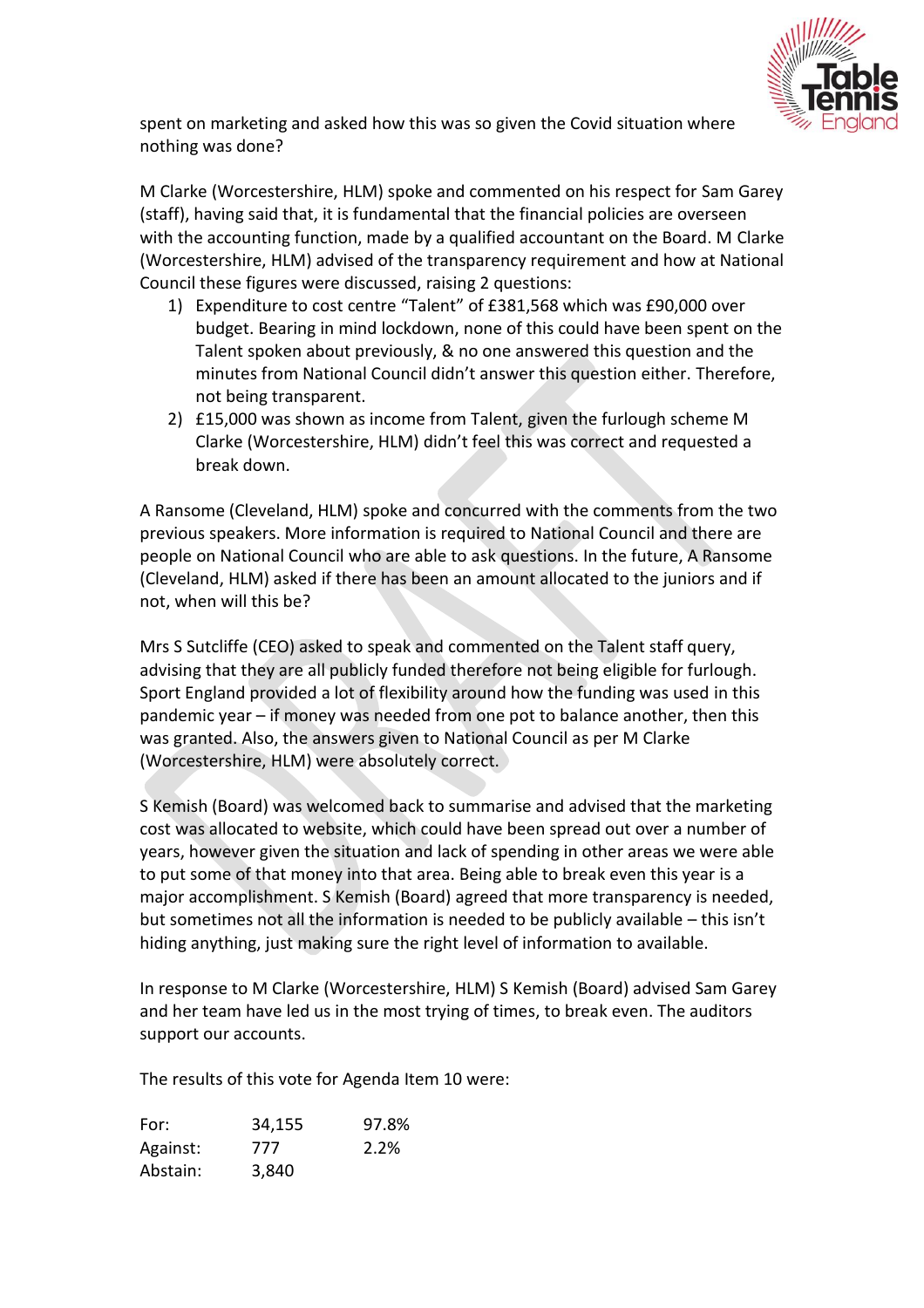spent on marketing and asked how this was so given the Covid situation where nothing was done?

M Clarke (Worcestershire, HLM) spoke and commented on his respect for Sam Garey (staff), having said that, it is fundamental that the financial policies are overseen with the accounting function, made by a qualified accountant on the Board. M Clarke (Worcestershire, HLM) advised of the transparency requirement and how at National Council these figures were discussed, raising 2 questions:

1) Expenditure to cost centre "Talent" of £381,568 which was £90,000 over budget. Bearing in mind lockdown, none of this could have been spent on the Talent spoken about previously, & no one answered this question and the minutes from National Council didn't answer this question either. Therefore, not being transparent.
2) £15,000 was shown as income from Talent, given the furlough scheme M Clarke (Worcestershire, HLM) didn't feel this was correct and requested a break down.

A Ransome (Cleveland, HLM) spoke and concurred with the comments from the two previous speakers. More information is required to National Council and there are people on National Council who are able to ask questions. In the future, A Ransome (Cleveland, HLM) asked if there has been an amount allocated to the juniors and if not, when will this be?

Mrs S Sutcliffe (CEO) asked to speak and commented on the Talent staff query, advising that they are all publicly funded therefore not being eligible for furlough. Sport England provided a lot of flexibility around how the funding was used in this pandemic year – if money was needed from one pot to balance another, then this was granted. Also, the answers given to National Council as per M Clarke (Worcestershire, HLM) were absolutely correct.

S Kemish (Board) was welcomed back to summarise and advised that the marketing cost was allocated to website, which could have been spread out over a number of years, however given the situation and lack of spending in other areas we were able to put some of that money into that area. Being able to break even this year is a major accomplishment. S Kemish (Board) agreed that more transparency is needed, but sometimes not all the information is needed to be publicly available – this isn't hiding anything, just making sure the right level of information to available.

In response to M Clarke (Worcestershire, HLM) S Kemish (Board) advised Sam Garey and her team have led us in the most trying of times, to break even. The auditors support our accounts.

The results of this vote for Agenda Item 10 were:

| | | |
|---|---|---|
| For: | 34,155 | 97.8% |
| Against: | 777 | 2.2% |
| Abstain: | 3,840 | |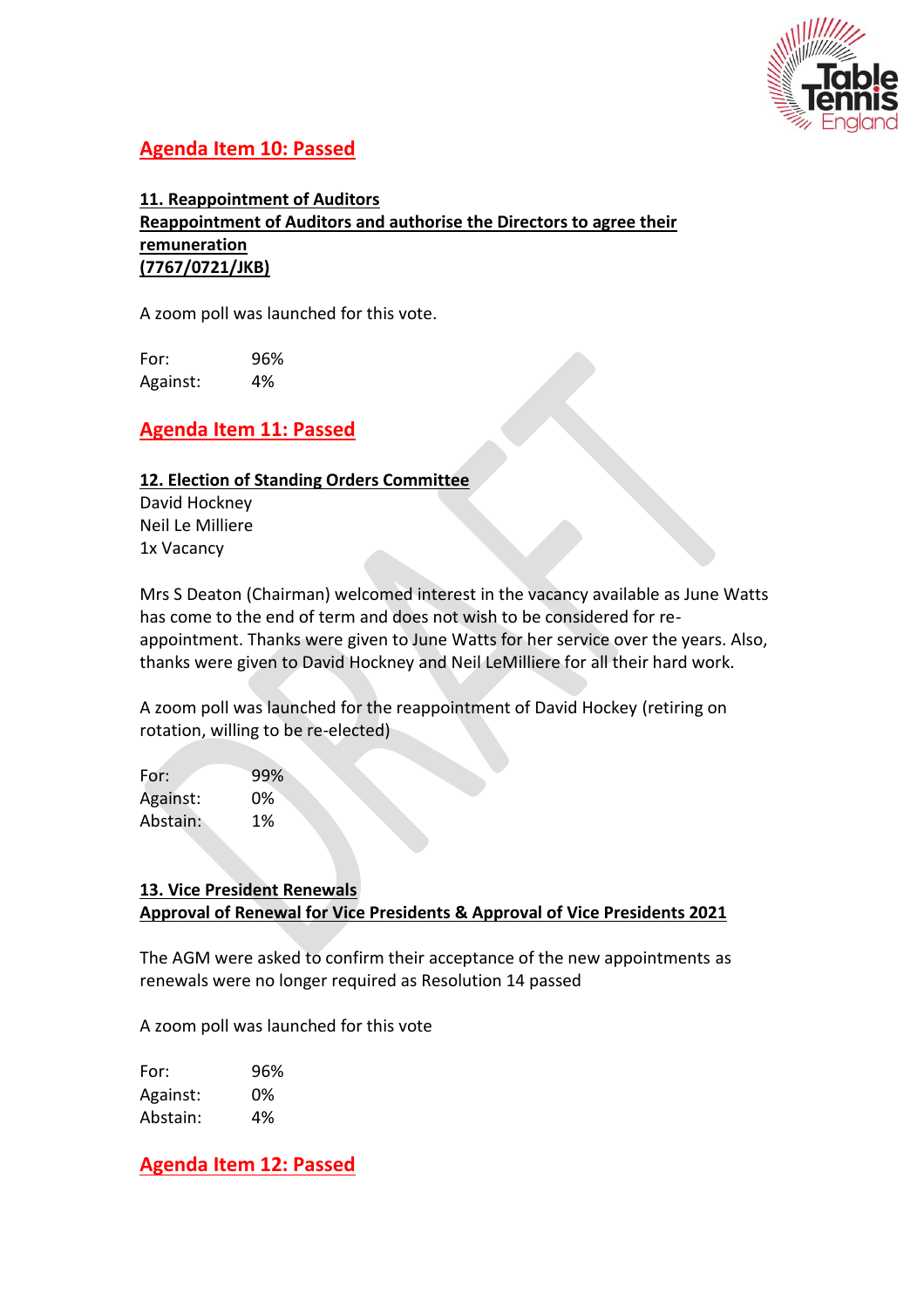**Agenda Item 10: Passed**

**11. Reappointment of Auditors**
**Reappointment of Auditors and authorise the Directors to agree their remuneration**
**(7767/0721/JKB)**

A zoom poll was launched for this vote.

| | |
|---|---|
| For: | 96% |
| Against: | 4% |

**Agenda Item 11: Passed**

**12. Election of Standing Orders Committee**
David Hockney
Neil Le Milliere
1x Vacancy

Mrs S Deaton (Chairman) welcomed interest in the vacancy available as June Watts has come to the end of term and does not wish to be considered for re-appointment. Thanks were given to June Watts for her service over the years. Also, thanks were given to David Hockney and Neil LeMilliere for all their hard work.

A zoom poll was launched for the reappointment of David Hockey (retiring on rotation, willing to be re-elected)

| | |
|---|---|
| For: | 99% |
| Against: | 0% |
| Abstain: | 1% |

**13. Vice President Renewals**
**Approval of Renewal for Vice Presidents & Approval of Vice Presidents 2021**

The AGM were asked to confirm their acceptance of the new appointments as renewals were no longer required as Resolution 14 passed

A zoom poll was launched for this vote

| | |
|---|---|
| For: | 96% |
| Against: | 0% |
| Abstain: | 4% |

**Agenda Item 12: Passed**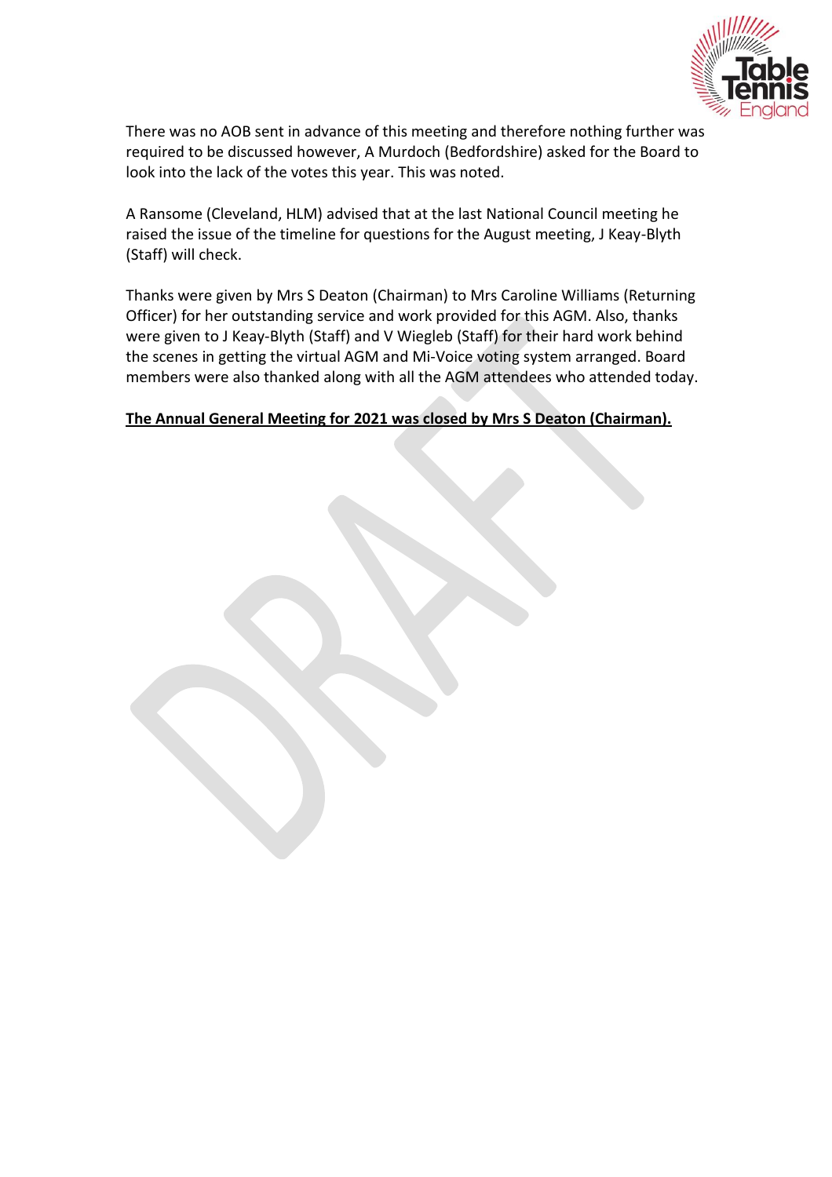There was no AOB sent in advance of this meeting and therefore nothing further was required to be discussed however, A Murdoch (Bedfordshire) asked for the Board to look into the lack of the votes this year. This was noted.

A Ransome (Cleveland, HLM) advised that at the last National Council meeting he raised the issue of the timeline for questions for the August meeting, J Keay-Blyth (Staff) will check.

Thanks were given by Mrs S Deaton (Chairman) to Mrs Caroline Williams (Returning Officer) for her outstanding service and work provided for this AGM. Also, thanks were given to J Keay-Blyth (Staff) and V Wiegleb (Staff) for their hard work behind the scenes in getting the virtual AGM and Mi-Voice voting system arranged. Board members were also thanked along with all the AGM attendees who attended today.

**The Annual General Meeting for 2021 was closed by Mrs S Deaton (Chairman).**